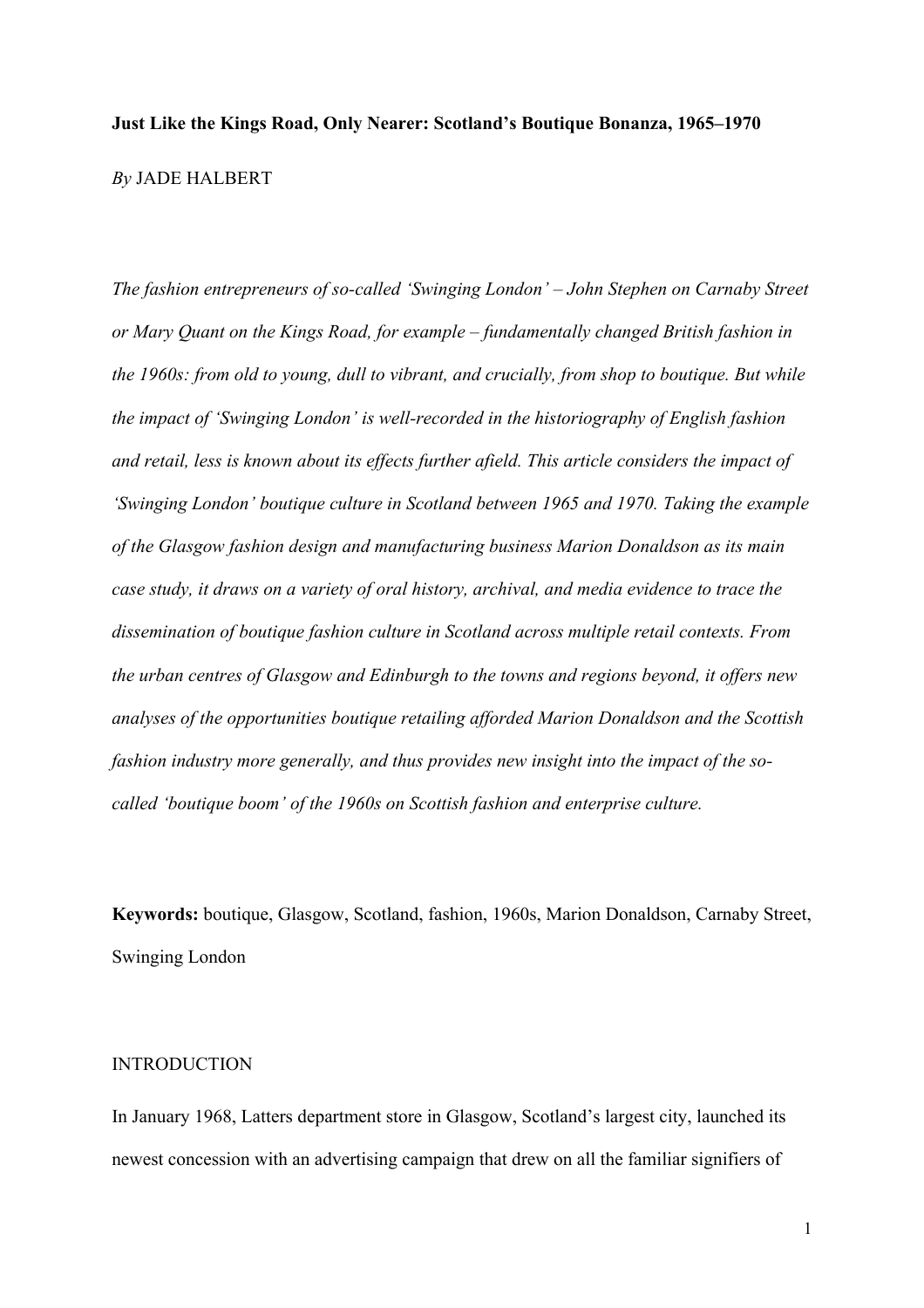# Just Like the Kings Road, Only Nearer: Scotland's Boutique Bonanza, 1965–1970

*By* JADE HALBERT

*The fashion entrepreneurs of so-called 'Swinging London' – John Stephen on Carnaby Street or Mary Quant on the Kings Road, for example – fundamentally changed British fashion in the 1960s: from old to young, dull to vibrant, and crucially, from shop to boutique. But while the impact of 'Swinging London' is well-recorded in the historiography of English fashion and retail, less is known about its effects further afield. This article considers the impact of 'Swinging London' boutique culture in Scotland between 1965 and 1970. Taking the example of the Glasgow fashion design and manufacturing business Marion Donaldson as its main case study, it draws on a variety of oral history, archival, and media evidence to trace the dissemination of boutique fashion culture in Scotland across multiple retail contexts. From the urban centres of Glasgow and Edinburgh to the towns and regions beyond, it offers new analyses of the opportunities boutique retailing afforded Marion Donaldson and the Scottish fashion industry more generally, and thus provides new insight into the impact of the so-called 'boutique boom' of the 1960s on Scottish fashion and enterprise culture.*

**Keywords:** boutique, Glasgow, Scotland, fashion, 1960s, Marion Donaldson, Carnaby Street, Swinging London

## INTRODUCTION

In January 1968, Latters department store in Glasgow, Scotland's largest city, launched its newest concession with an advertising campaign that drew on all the familiar signifiers of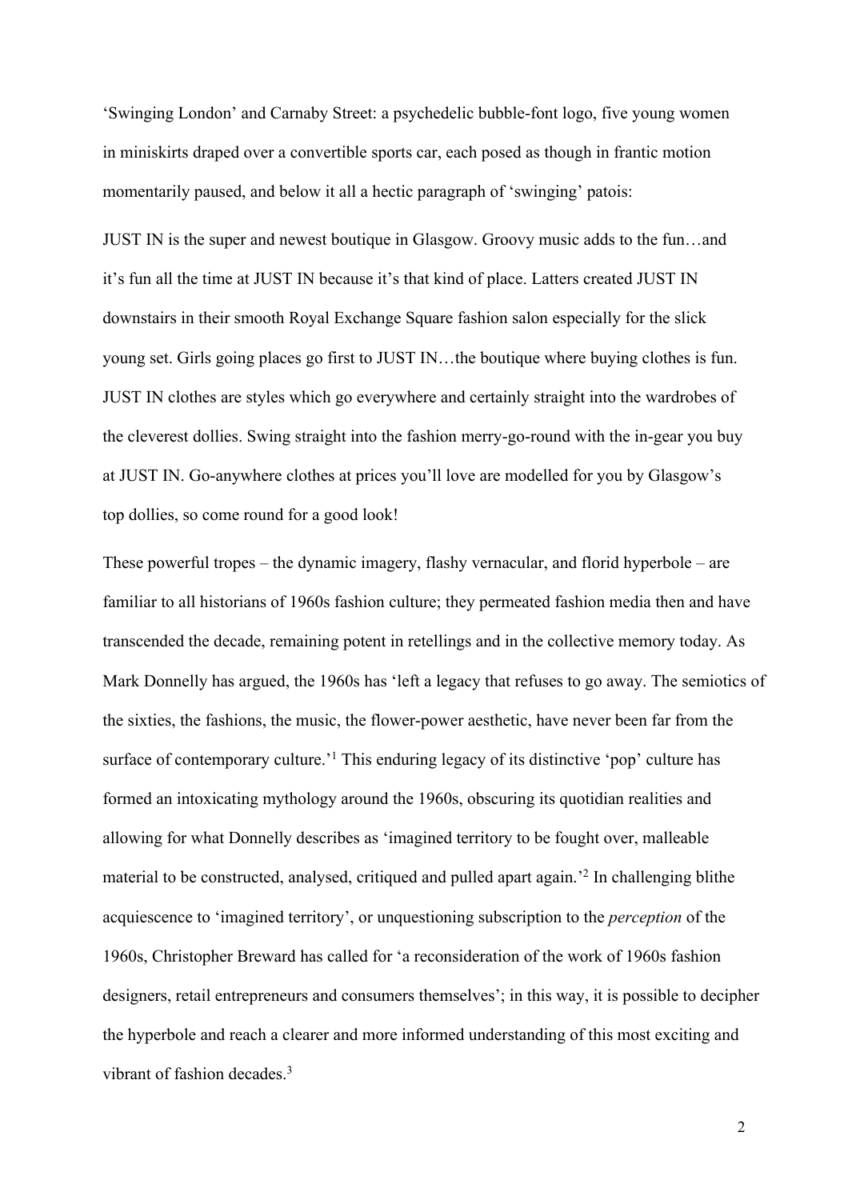'Swinging London' and Carnaby Street: a psychedelic bubble-font logo, five young women in miniskirts draped over a convertible sports car, each posed as though in frantic motion momentarily paused, and below it all a hectic paragraph of 'swinging' patois:

JUST IN is the super and newest boutique in Glasgow. Groovy music adds to the fun…and it's fun all the time at JUST IN because it's that kind of place. Latters created JUST IN downstairs in their smooth Royal Exchange Square fashion salon especially for the slick young set. Girls going places go first to JUST IN…the boutique where buying clothes is fun. JUST IN clothes are styles which go everywhere and certainly straight into the wardrobes of the cleverest dollies. Swing straight into the fashion merry-go-round with the in-gear you buy at JUST IN. Go-anywhere clothes at prices you'll love are modelled for you by Glasgow's top dollies, so come round for a good look!

These powerful tropes – the dynamic imagery, flashy vernacular, and florid hyperbole – are familiar to all historians of 1960s fashion culture; they permeated fashion media then and have transcended the decade, remaining potent in retellings and in the collective memory today. As Mark Donnelly has argued, the 1960s has 'left a legacy that refuses to go away. The semiotics of the sixties, the fashions, the music, the flower-power aesthetic, have never been far from the surface of contemporary culture.'[1] This enduring legacy of its distinctive 'pop' culture has formed an intoxicating mythology around the 1960s, obscuring its quotidian realities and allowing for what Donnelly describes as 'imagined territory to be fought over, malleable material to be constructed, analysed, critiqued and pulled apart again.'[2] In challenging blithe acquiescence to 'imagined territory', or unquestioning subscription to the *perception* of the 1960s, Christopher Breward has called for 'a reconsideration of the work of 1960s fashion designers, retail entrepreneurs and consumers themselves'; in this way, it is possible to decipher the hyperbole and reach a clearer and more informed understanding of this most exciting and vibrant of fashion decades.[3]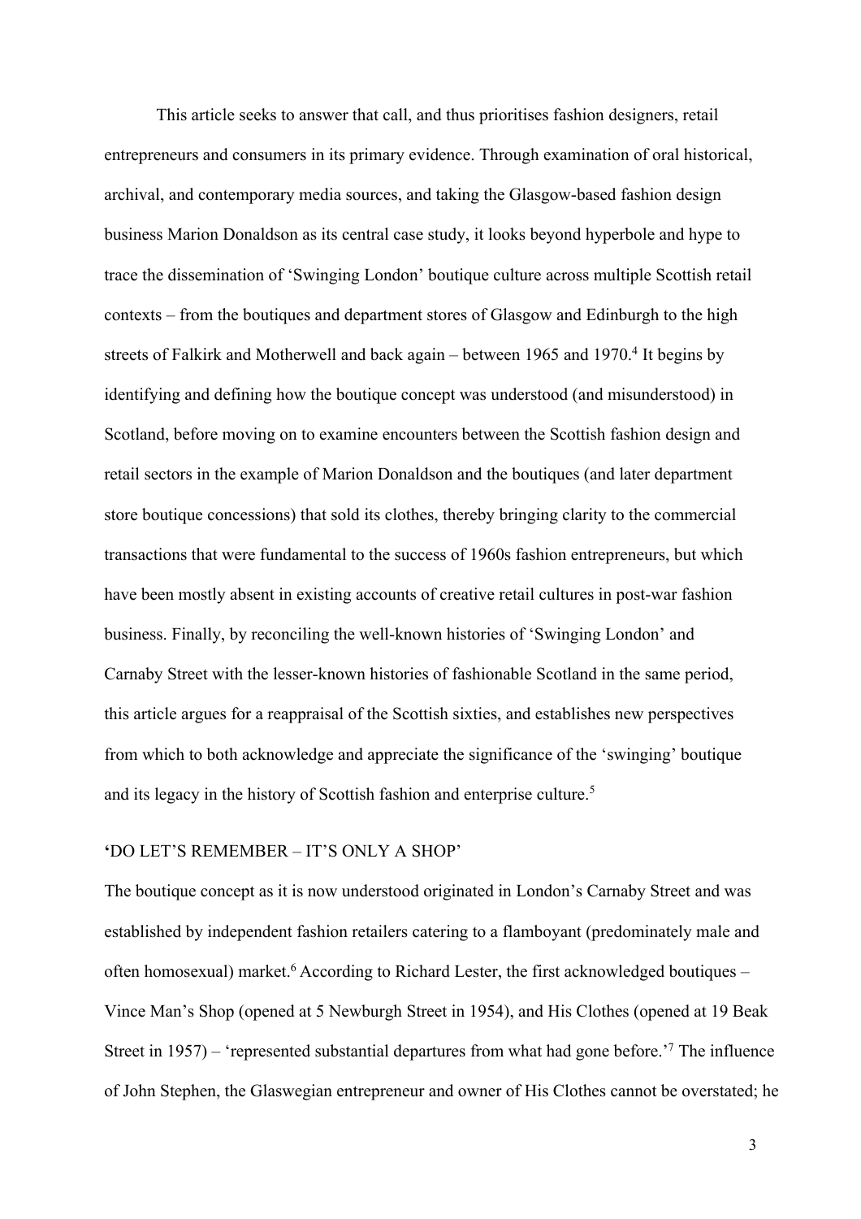This article seeks to answer that call, and thus prioritises fashion designers, retail entrepreneurs and consumers in its primary evidence. Through examination of oral historical, archival, and contemporary media sources, and taking the Glasgow-based fashion design business Marion Donaldson as its central case study, it looks beyond hyperbole and hype to trace the dissemination of 'Swinging London' boutique culture across multiple Scottish retail contexts – from the boutiques and department stores of Glasgow and Edinburgh to the high streets of Falkirk and Motherwell and back again – between 1965 and 1970.[4] It begins by identifying and defining how the boutique concept was understood (and misunderstood) in Scotland, before moving on to examine encounters between the Scottish fashion design and retail sectors in the example of Marion Donaldson and the boutiques (and later department store boutique concessions) that sold its clothes, thereby bringing clarity to the commercial transactions that were fundamental to the success of 1960s fashion entrepreneurs, but which have been mostly absent in existing accounts of creative retail cultures in post-war fashion business. Finally, by reconciling the well-known histories of 'Swinging London' and Carnaby Street with the lesser-known histories of fashionable Scotland in the same period, this article argues for a reappraisal of the Scottish sixties, and establishes new perspectives from which to both acknowledge and appreciate the significance of the 'swinging' boutique and its legacy in the history of Scottish fashion and enterprise culture.[5]

## 'DO LET'S REMEMBER – IT'S ONLY A SHOP'

The boutique concept as it is now understood originated in London's Carnaby Street and was established by independent fashion retailers catering to a flamboyant (predominately male and often homosexual) market.[6] According to Richard Lester, the first acknowledged boutiques – Vince Man's Shop (opened at 5 Newburgh Street in 1954), and His Clothes (opened at 19 Beak Street in 1957) – 'represented substantial departures from what had gone before.'[7] The influence of John Stephen, the Glaswegian entrepreneur and owner of His Clothes cannot be overstated; he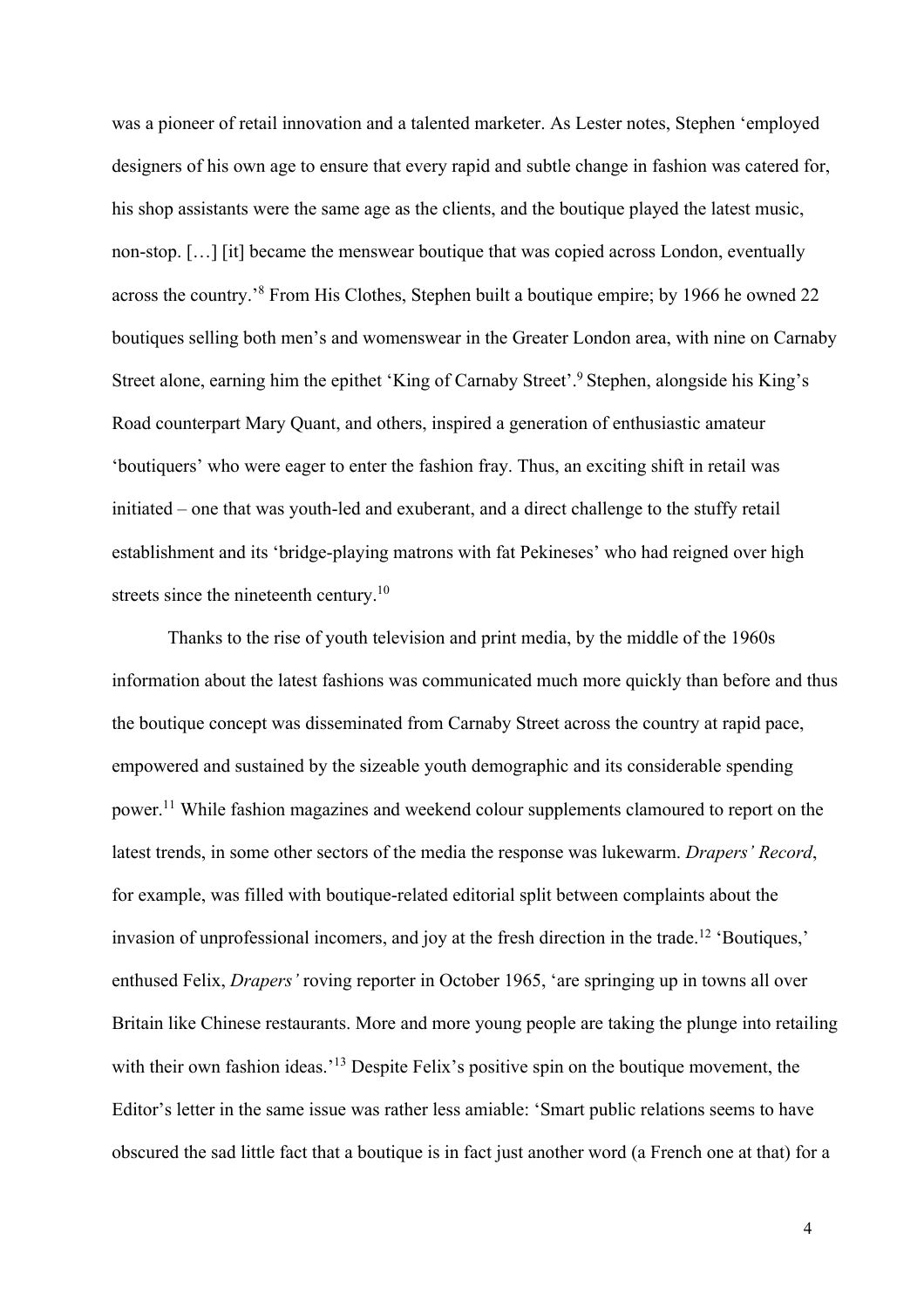was a pioneer of retail innovation and a talented marketer. As Lester notes, Stephen 'employed designers of his own age to ensure that every rapid and subtle change in fashion was catered for, his shop assistants were the same age as the clients, and the boutique played the latest music, non-stop. […] [it] became the menswear boutique that was copied across London, eventually across the country.'[8] From His Clothes, Stephen built a boutique empire; by 1966 he owned 22 boutiques selling both men's and womenswear in the Greater London area, with nine on Carnaby Street alone, earning him the epithet 'King of Carnaby Street'.[9] Stephen, alongside his King's Road counterpart Mary Quant, and others, inspired a generation of enthusiastic amateur 'boutiquers' who were eager to enter the fashion fray. Thus, an exciting shift in retail was initiated – one that was youth-led and exuberant, and a direct challenge to the stuffy retail establishment and its 'bridge-playing matrons with fat Pekineses' who had reigned over high streets since the nineteenth century.[10]

Thanks to the rise of youth television and print media, by the middle of the 1960s information about the latest fashions was communicated much more quickly than before and thus the boutique concept was disseminated from Carnaby Street across the country at rapid pace, empowered and sustained by the sizeable youth demographic and its considerable spending power.[11] While fashion magazines and weekend colour supplements clamoured to report on the latest trends, in some other sectors of the media the response was lukewarm. *Drapers' Record*, for example, was filled with boutique-related editorial split between complaints about the invasion of unprofessional incomers, and joy at the fresh direction in the trade.[12] 'Boutiques,' enthused Felix, *Drapers'* roving reporter in October 1965, 'are springing up in towns all over Britain like Chinese restaurants. More and more young people are taking the plunge into retailing with their own fashion ideas.'[13] Despite Felix's positive spin on the boutique movement, the Editor's letter in the same issue was rather less amiable: 'Smart public relations seems to have obscured the sad little fact that a boutique is in fact just another word (a French one at that) for a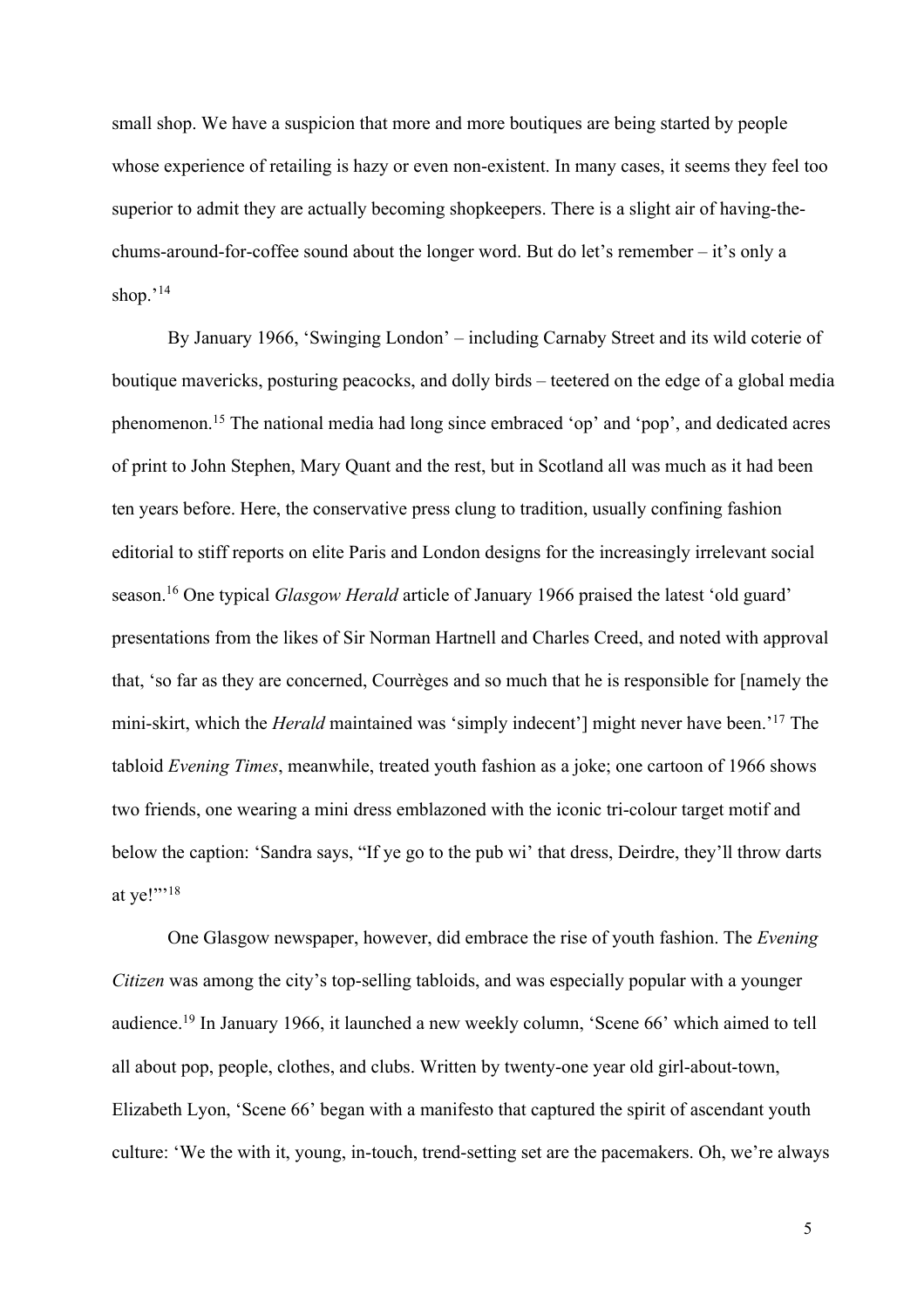small shop. We have a suspicion that more and more boutiques are being started by people whose experience of retailing is hazy or even non-existent. In many cases, it seems they feel too superior to admit they are actually becoming shopkeepers. There is a slight air of having-the-chums-around-for-coffee sound about the longer word. But do let's remember – it's only a shop.'[14]

By January 1966, 'Swinging London' – including Carnaby Street and its wild coterie of boutique mavericks, posturing peacocks, and dolly birds – teetered on the edge of a global media phenomenon.[15] The national media had long since embraced 'op' and 'pop', and dedicated acres of print to John Stephen, Mary Quant and the rest, but in Scotland all was much as it had been ten years before. Here, the conservative press clung to tradition, usually confining fashion editorial to stiff reports on elite Paris and London designs for the increasingly irrelevant social season.[16] One typical *Glasgow Herald* article of January 1966 praised the latest 'old guard' presentations from the likes of Sir Norman Hartnell and Charles Creed, and noted with approval that, 'so far as they are concerned, Courrèges and so much that he is responsible for [namely the mini-skirt, which the *Herald* maintained was 'simply indecent'] might never have been.'[17] The tabloid *Evening Times*, meanwhile, treated youth fashion as a joke; one cartoon of 1966 shows two friends, one wearing a mini dress emblazoned with the iconic tri-colour target motif and below the caption: 'Sandra says, "If ye go to the pub wi' that dress, Deirdre, they'll throw darts at ye!"'[18]

One Glasgow newspaper, however, did embrace the rise of youth fashion. The *Evening Citizen* was among the city's top-selling tabloids, and was especially popular with a younger audience.[19] In January 1966, it launched a new weekly column, 'Scene 66' which aimed to tell all about pop, people, clothes, and clubs. Written by twenty-one year old girl-about-town, Elizabeth Lyon, 'Scene 66' began with a manifesto that captured the spirit of ascendant youth culture: 'We the with it, young, in-touch, trend-setting set are the pacemakers. Oh, we're always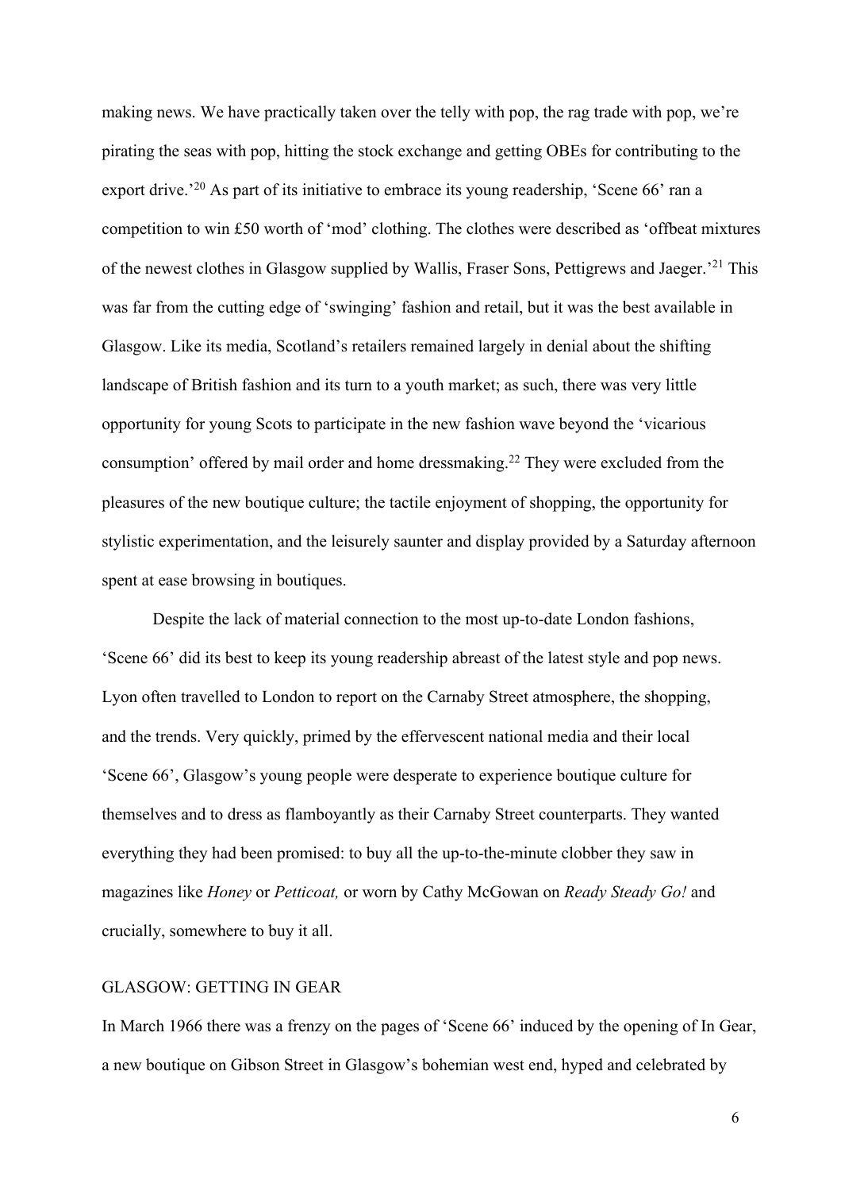making news. We have practically taken over the telly with pop, the rag trade with pop, we're pirating the seas with pop, hitting the stock exchange and getting OBEs for contributing to the export drive.'[20] As part of its initiative to embrace its young readership, 'Scene 66' ran a competition to win £50 worth of 'mod' clothing. The clothes were described as 'offbeat mixtures of the newest clothes in Glasgow supplied by Wallis, Fraser Sons, Pettigrews and Jaeger.'[21] This was far from the cutting edge of 'swinging' fashion and retail, but it was the best available in Glasgow. Like its media, Scotland's retailers remained largely in denial about the shifting landscape of British fashion and its turn to a youth market; as such, there was very little opportunity for young Scots to participate in the new fashion wave beyond the 'vicarious consumption' offered by mail order and home dressmaking.[22] They were excluded from the pleasures of the new boutique culture; the tactile enjoyment of shopping, the opportunity for stylistic experimentation, and the leisurely saunter and display provided by a Saturday afternoon spent at ease browsing in boutiques.

Despite the lack of material connection to the most up-to-date London fashions, 'Scene 66' did its best to keep its young readership abreast of the latest style and pop news. Lyon often travelled to London to report on the Carnaby Street atmosphere, the shopping, and the trends. Very quickly, primed by the effervescent national media and their local 'Scene 66', Glasgow's young people were desperate to experience boutique culture for themselves and to dress as flamboyantly as their Carnaby Street counterparts. They wanted everything they had been promised: to buy all the up-to-the-minute clobber they saw in magazines like *Honey* or *Petticoat,* or worn by Cathy McGowan on *Ready Steady Go!* and crucially, somewhere to buy it all.

## GLASGOW: GETTING IN GEAR

In March 1966 there was a frenzy on the pages of 'Scene 66' induced by the opening of In Gear, a new boutique on Gibson Street in Glasgow's bohemian west end, hyped and celebrated by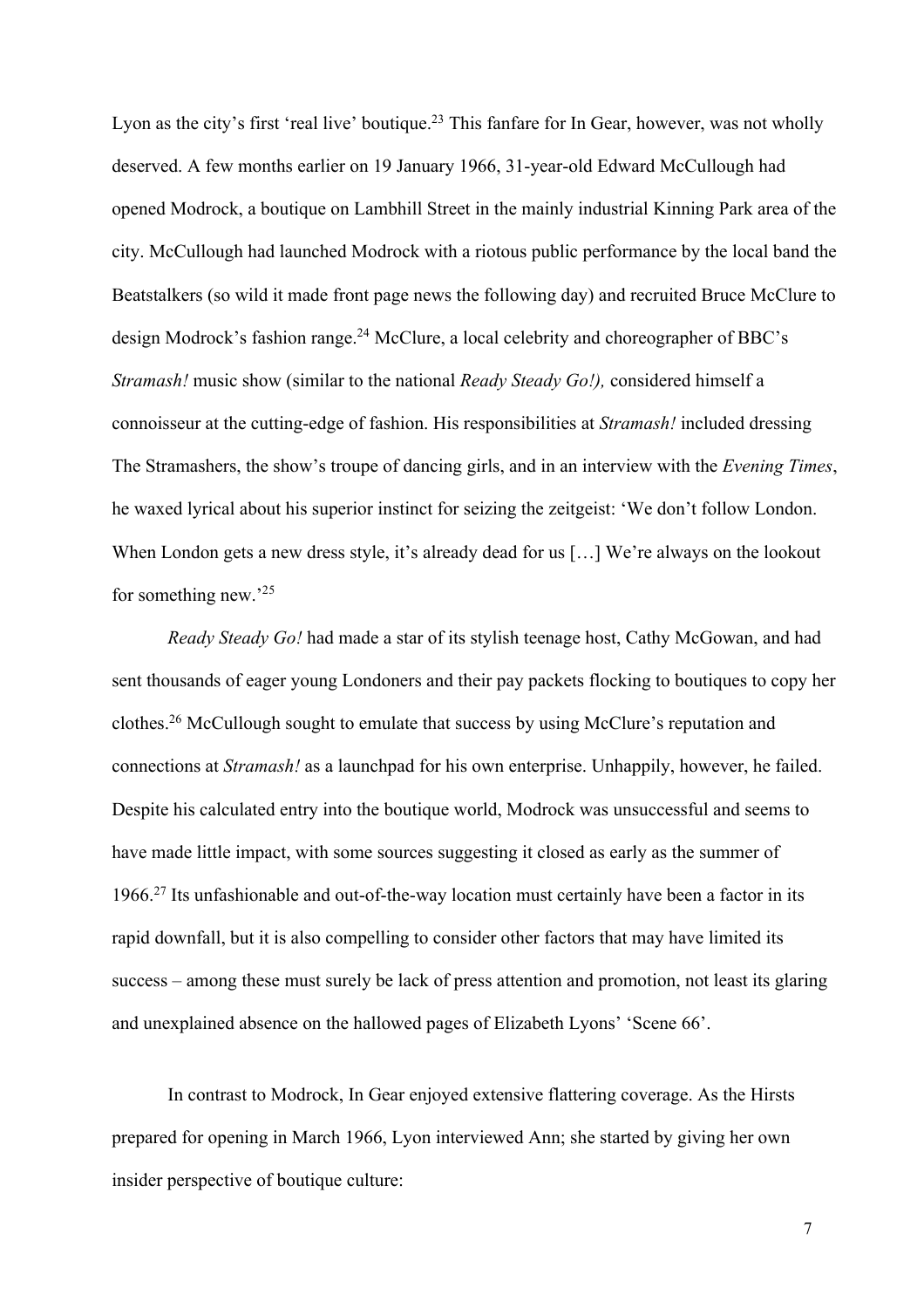Lyon as the city's first 'real live' boutique.[23] This fanfare for In Gear, however, was not wholly deserved. A few months earlier on 19 January 1966, 31-year-old Edward McCullough had opened Modrock, a boutique on Lambhill Street in the mainly industrial Kinning Park area of the city. McCullough had launched Modrock with a riotous public performance by the local band the Beatstalkers (so wild it made front page news the following day) and recruited Bruce McClure to design Modrock's fashion range.[24] McClure, a local celebrity and choreographer of BBC's *Stramash!* music show (similar to the national *Ready Steady Go!),* considered himself a connoisseur at the cutting-edge of fashion. His responsibilities at *Stramash!* included dressing The Stramashers, the show's troupe of dancing girls, and in an interview with the *Evening Times*, he waxed lyrical about his superior instinct for seizing the zeitgeist: 'We don't follow London. When London gets a new dress style, it's already dead for us […] We're always on the lookout for something new.'[25]

*Ready Steady Go!* had made a star of its stylish teenage host, Cathy McGowan, and had sent thousands of eager young Londoners and their pay packets flocking to boutiques to copy her clothes.[26] McCullough sought to emulate that success by using McClure's reputation and connections at *Stramash!* as a launchpad for his own enterprise. Unhappily, however, he failed. Despite his calculated entry into the boutique world, Modrock was unsuccessful and seems to have made little impact, with some sources suggesting it closed as early as the summer of 1966.[27] Its unfashionable and out-of-the-way location must certainly have been a factor in its rapid downfall, but it is also compelling to consider other factors that may have limited its success – among these must surely be lack of press attention and promotion, not least its glaring and unexplained absence on the hallowed pages of Elizabeth Lyons' 'Scene 66'.

In contrast to Modrock, In Gear enjoyed extensive flattering coverage. As the Hirsts prepared for opening in March 1966, Lyon interviewed Ann; she started by giving her own insider perspective of boutique culture: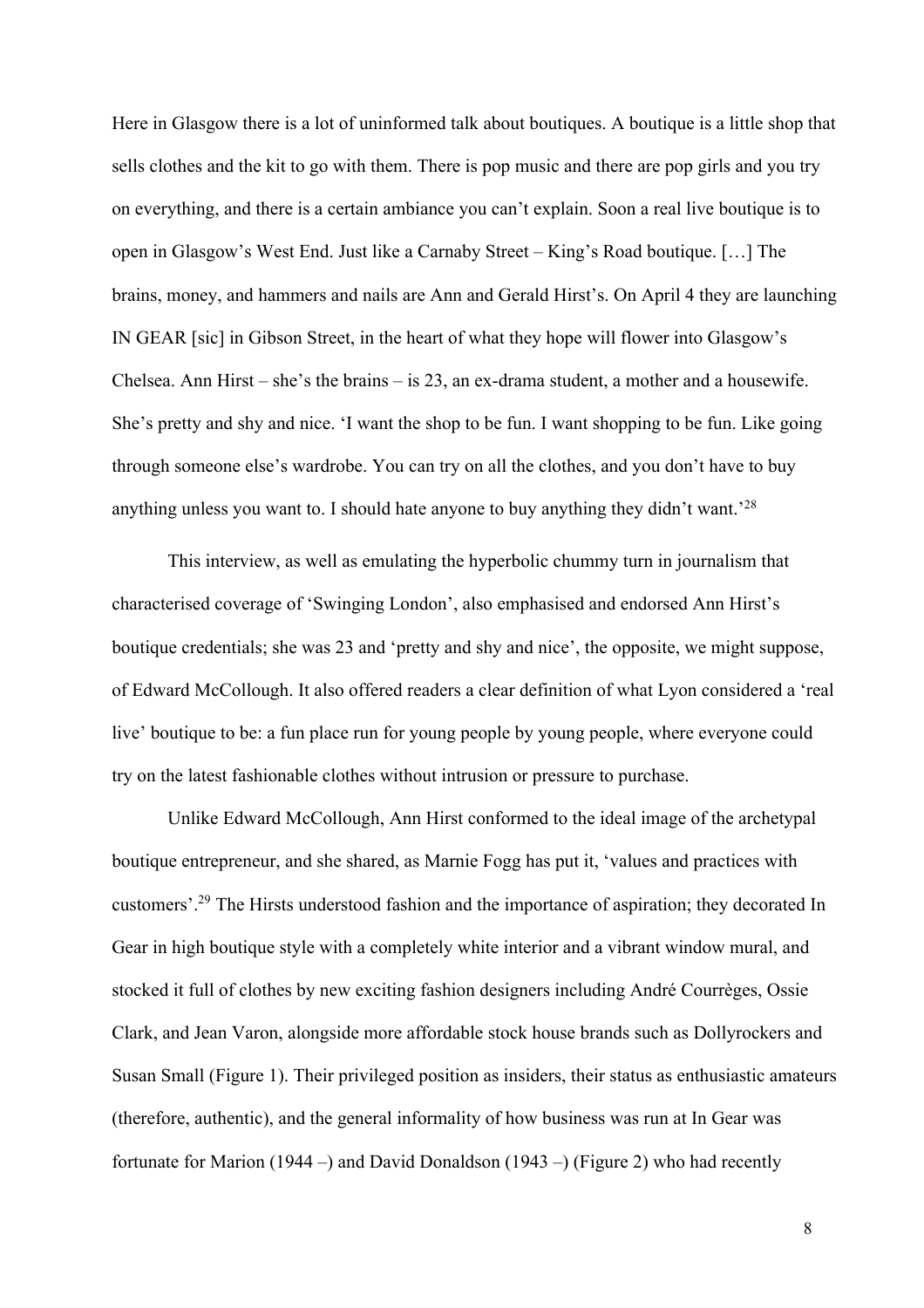Here in Glasgow there is a lot of uninformed talk about boutiques. A boutique is a little shop that sells clothes and the kit to go with them. There is pop music and there are pop girls and you try on everything, and there is a certain ambiance you can't explain. Soon a real live boutique is to open in Glasgow's West End. Just like a Carnaby Street – King's Road boutique. […] The brains, money, and hammers and nails are Ann and Gerald Hirst's. On April 4 they are launching IN GEAR [sic] in Gibson Street, in the heart of what they hope will flower into Glasgow's Chelsea. Ann Hirst – she's the brains – is 23, an ex-drama student, a mother and a housewife. She's pretty and shy and nice. 'I want the shop to be fun. I want shopping to be fun. Like going through someone else's wardrobe. You can try on all the clothes, and you don't have to buy anything unless you want to. I should hate anyone to buy anything they didn't want.'[28]

This interview, as well as emulating the hyperbolic chummy turn in journalism that characterised coverage of 'Swinging London', also emphasised and endorsed Ann Hirst's boutique credentials; she was 23 and 'pretty and shy and nice', the opposite, we might suppose, of Edward McCollough. It also offered readers a clear definition of what Lyon considered a 'real live' boutique to be: a fun place run for young people by young people, where everyone could try on the latest fashionable clothes without intrusion or pressure to purchase.

Unlike Edward McCollough, Ann Hirst conformed to the ideal image of the archetypal boutique entrepreneur, and she shared, as Marnie Fogg has put it, 'values and practices with customers'.[29] The Hirsts understood fashion and the importance of aspiration; they decorated In Gear in high boutique style with a completely white interior and a vibrant window mural, and stocked it full of clothes by new exciting fashion designers including André Courrèges, Ossie Clark, and Jean Varon, alongside more affordable stock house brands such as Dollyrockers and Susan Small (Figure 1). Their privileged position as insiders, their status as enthusiastic amateurs (therefore, authentic), and the general informality of how business was run at In Gear was fortunate for Marion (1944 –) and David Donaldson (1943 –) (Figure 2) who had recently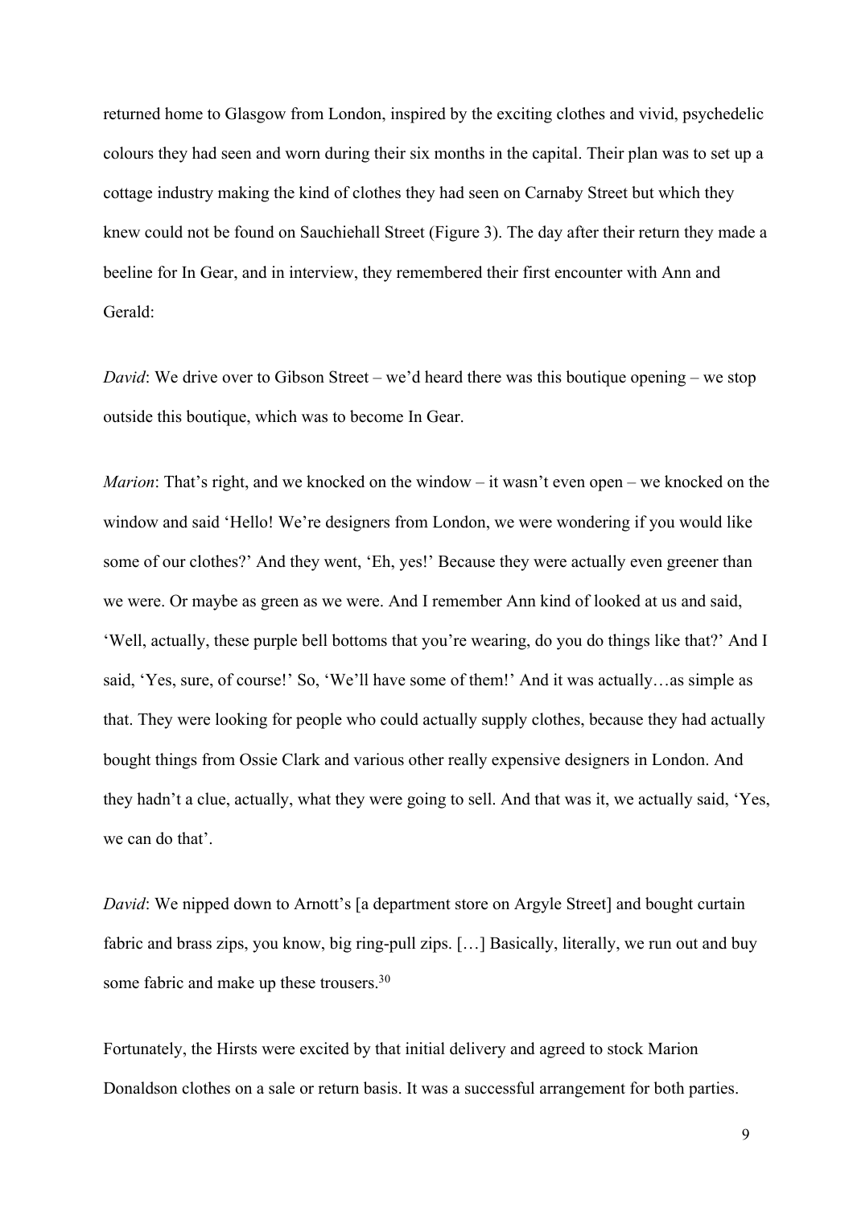returned home to Glasgow from London, inspired by the exciting clothes and vivid, psychedelic colours they had seen and worn during their six months in the capital. Their plan was to set up a cottage industry making the kind of clothes they had seen on Carnaby Street but which they knew could not be found on Sauchiehall Street (Figure 3). The day after their return they made a beeline for In Gear, and in interview, they remembered their first encounter with Ann and Gerald:

*David*: We drive over to Gibson Street – we'd heard there was this boutique opening – we stop outside this boutique, which was to become In Gear.

*Marion*: That's right, and we knocked on the window – it wasn't even open – we knocked on the window and said 'Hello! We're designers from London, we were wondering if you would like some of our clothes?' And they went, 'Eh, yes!' Because they were actually even greener than we were. Or maybe as green as we were. And I remember Ann kind of looked at us and said, 'Well, actually, these purple bell bottoms that you're wearing, do you do things like that?' And I said, 'Yes, sure, of course!' So, 'We'll have some of them!' And it was actually…as simple as that. They were looking for people who could actually supply clothes, because they had actually bought things from Ossie Clark and various other really expensive designers in London. And they hadn't a clue, actually, what they were going to sell. And that was it, we actually said, 'Yes, we can do that'.

*David*: We nipped down to Arnott's [a department store on Argyle Street] and bought curtain fabric and brass zips, you know, big ring-pull zips. […] Basically, literally, we run out and buy some fabric and make up these trousers.[30]

Fortunately, the Hirsts were excited by that initial delivery and agreed to stock Marion Donaldson clothes on a sale or return basis. It was a successful arrangement for both parties.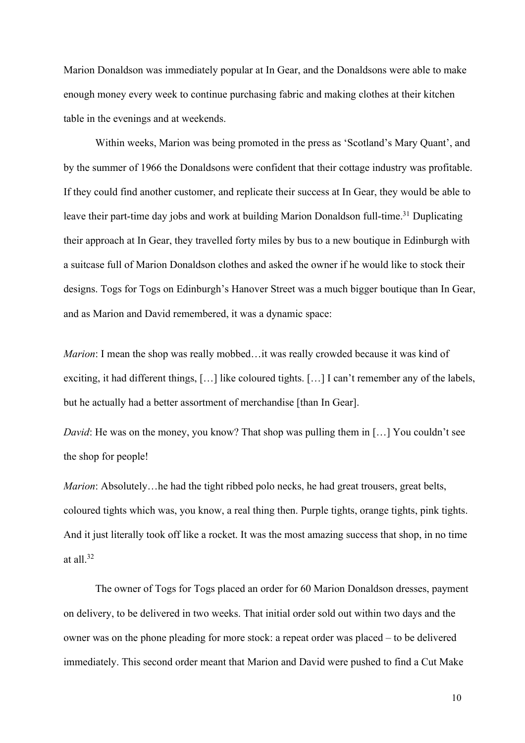Marion Donaldson was immediately popular at In Gear, and the Donaldsons were able to make enough money every week to continue purchasing fabric and making clothes at their kitchen table in the evenings and at weekends.

Within weeks, Marion was being promoted in the press as 'Scotland's Mary Quant', and by the summer of 1966 the Donaldsons were confident that their cottage industry was profitable. If they could find another customer, and replicate their success at In Gear, they would be able to leave their part-time day jobs and work at building Marion Donaldson full-time.[31] Duplicating their approach at In Gear, they travelled forty miles by bus to a new boutique in Edinburgh with a suitcase full of Marion Donaldson clothes and asked the owner if he would like to stock their designs. Togs for Togs on Edinburgh's Hanover Street was a much bigger boutique than In Gear, and as Marion and David remembered, it was a dynamic space:

*Marion*: I mean the shop was really mobbed…it was really crowded because it was kind of exciting, it had different things, […] like coloured tights. […] I can't remember any of the labels, but he actually had a better assortment of merchandise [than In Gear].

*David*: He was on the money, you know? That shop was pulling them in […] You couldn't see the shop for people!

*Marion*: Absolutely…he had the tight ribbed polo necks, he had great trousers, great belts, coloured tights which was, you know, a real thing then. Purple tights, orange tights, pink tights. And it just literally took off like a rocket. It was the most amazing success that shop, in no time at all.[32]

The owner of Togs for Togs placed an order for 60 Marion Donaldson dresses, payment on delivery, to be delivered in two weeks. That initial order sold out within two days and the owner was on the phone pleading for more stock: a repeat order was placed – to be delivered immediately. This second order meant that Marion and David were pushed to find a Cut Make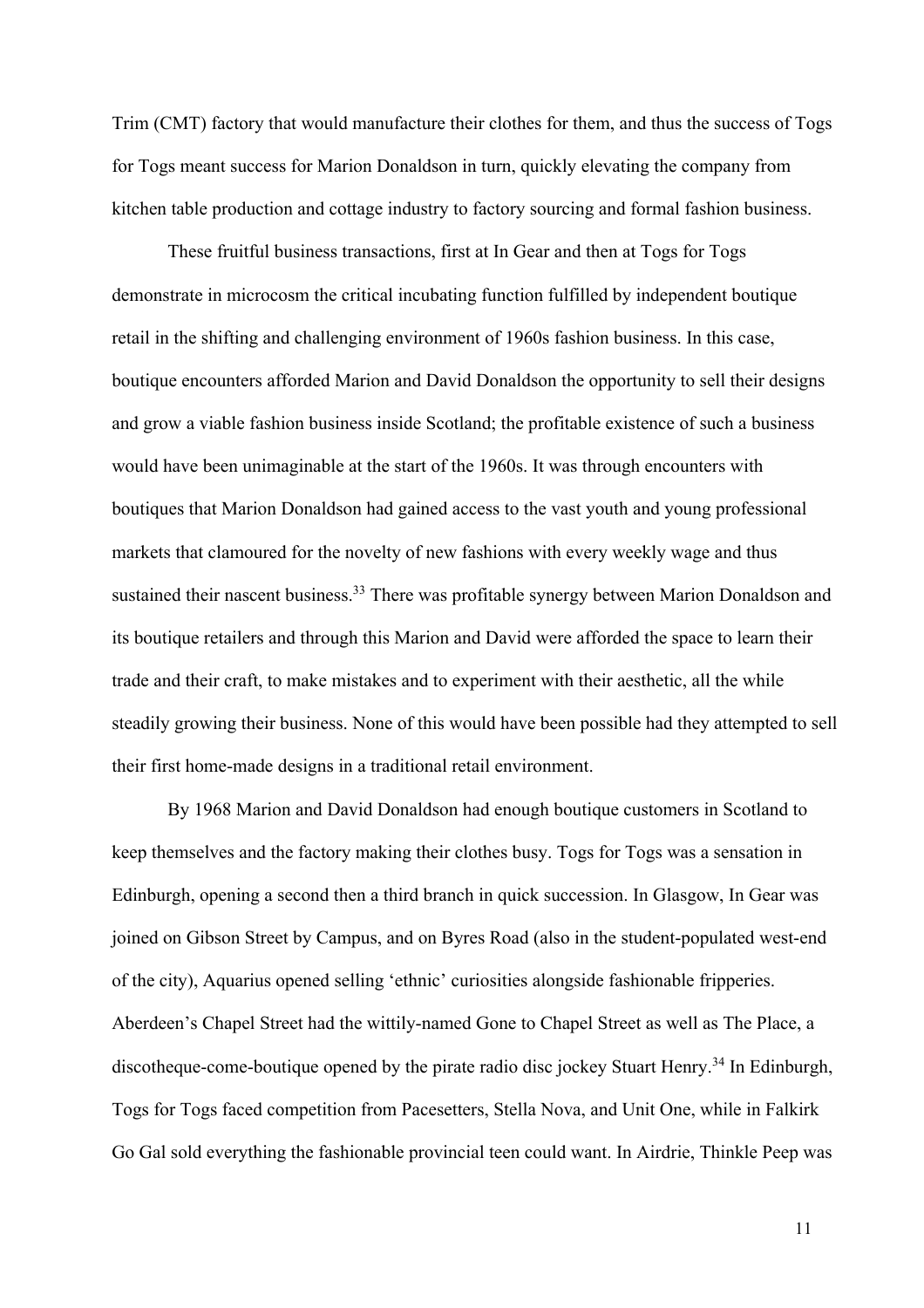Trim (CMT) factory that would manufacture their clothes for them, and thus the success of Togs for Togs meant success for Marion Donaldson in turn, quickly elevating the company from kitchen table production and cottage industry to factory sourcing and formal fashion business.

These fruitful business transactions, first at In Gear and then at Togs for Togs demonstrate in microcosm the critical incubating function fulfilled by independent boutique retail in the shifting and challenging environment of 1960s fashion business. In this case, boutique encounters afforded Marion and David Donaldson the opportunity to sell their designs and grow a viable fashion business inside Scotland; the profitable existence of such a business would have been unimaginable at the start of the 1960s. It was through encounters with boutiques that Marion Donaldson had gained access to the vast youth and young professional markets that clamoured for the novelty of new fashions with every weekly wage and thus sustained their nascent business.[33] There was profitable synergy between Marion Donaldson and its boutique retailers and through this Marion and David were afforded the space to learn their trade and their craft, to make mistakes and to experiment with their aesthetic, all the while steadily growing their business. None of this would have been possible had they attempted to sell their first home-made designs in a traditional retail environment.

By 1968 Marion and David Donaldson had enough boutique customers in Scotland to keep themselves and the factory making their clothes busy. Togs for Togs was a sensation in Edinburgh, opening a second then a third branch in quick succession. In Glasgow, In Gear was joined on Gibson Street by Campus, and on Byres Road (also in the student-populated west-end of the city), Aquarius opened selling 'ethnic' curiosities alongside fashionable fripperies. Aberdeen's Chapel Street had the wittily-named Gone to Chapel Street as well as The Place, a discotheque-come-boutique opened by the pirate radio disc jockey Stuart Henry.[34] In Edinburgh, Togs for Togs faced competition from Pacesetters, Stella Nova, and Unit One, while in Falkirk Go Gal sold everything the fashionable provincial teen could want. In Airdrie, Thinkle Peep was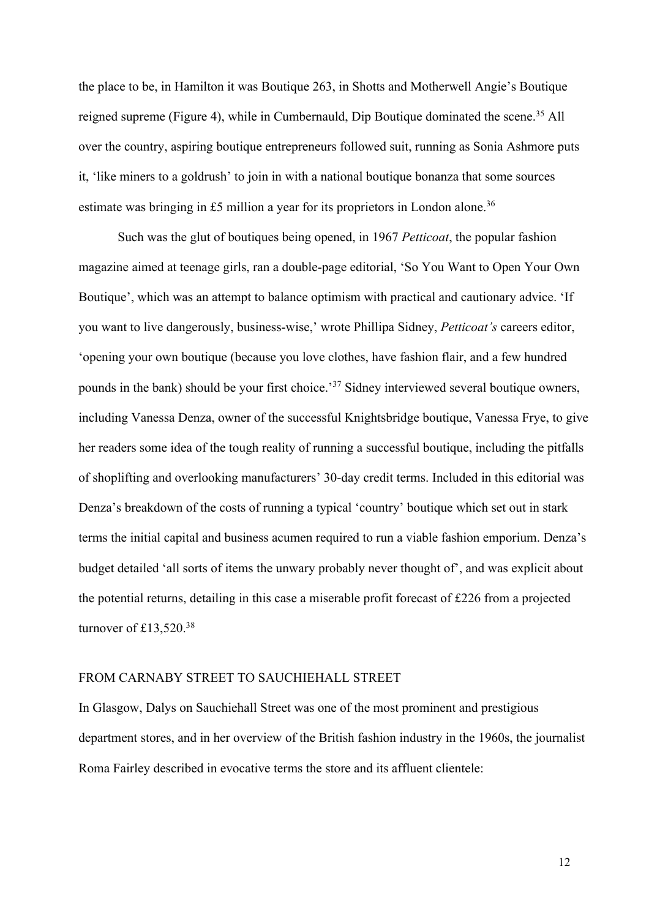the place to be, in Hamilton it was Boutique 263, in Shotts and Motherwell Angie's Boutique reigned supreme (Figure 4), while in Cumbernauld, Dip Boutique dominated the scene.[35] All over the country, aspiring boutique entrepreneurs followed suit, running as Sonia Ashmore puts it, 'like miners to a goldrush' to join in with a national boutique bonanza that some sources estimate was bringing in £5 million a year for its proprietors in London alone.[36]

Such was the glut of boutiques being opened, in 1967 *Petticoat*, the popular fashion magazine aimed at teenage girls, ran a double-page editorial, 'So You Want to Open Your Own Boutique', which was an attempt to balance optimism with practical and cautionary advice. 'If you want to live dangerously, business-wise,' wrote Phillipa Sidney, *Petticoat's* careers editor, 'opening your own boutique (because you love clothes, have fashion flair, and a few hundred pounds in the bank) should be your first choice.'[37] Sidney interviewed several boutique owners, including Vanessa Denza, owner of the successful Knightsbridge boutique, Vanessa Frye, to give her readers some idea of the tough reality of running a successful boutique, including the pitfalls of shoplifting and overlooking manufacturers' 30-day credit terms. Included in this editorial was Denza's breakdown of the costs of running a typical 'country' boutique which set out in stark terms the initial capital and business acumen required to run a viable fashion emporium. Denza's budget detailed 'all sorts of items the unwary probably never thought of', and was explicit about the potential returns, detailing in this case a miserable profit forecast of £226 from a projected turnover of £13,520.[38]

## FROM CARNABY STREET TO SAUCHIEHALL STREET

In Glasgow, Dalys on Sauchiehall Street was one of the most prominent and prestigious department stores, and in her overview of the British fashion industry in the 1960s, the journalist Roma Fairley described in evocative terms the store and its affluent clientele: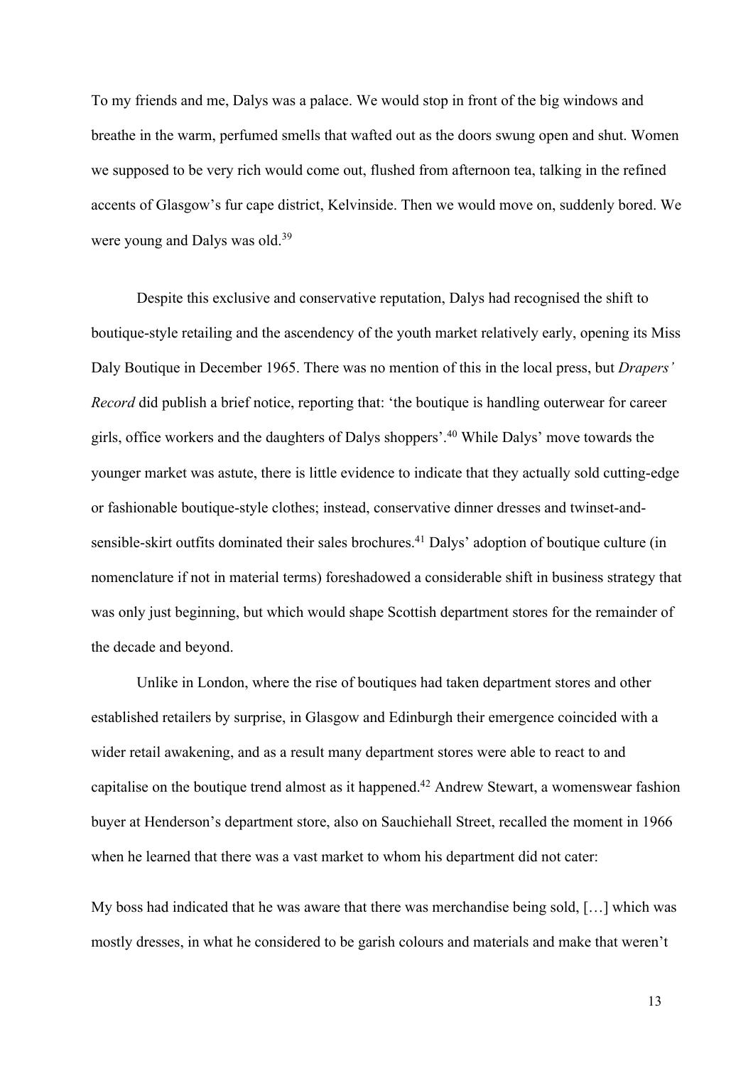To my friends and me, Dalys was a palace. We would stop in front of the big windows and breathe in the warm, perfumed smells that wafted out as the doors swung open and shut. Women we supposed to be very rich would come out, flushed from afternoon tea, talking in the refined accents of Glasgow's fur cape district, Kelvinside. Then we would move on, suddenly bored. We were young and Dalys was old.[39]

Despite this exclusive and conservative reputation, Dalys had recognised the shift to boutique-style retailing and the ascendency of the youth market relatively early, opening its Miss Daly Boutique in December 1965. There was no mention of this in the local press, but *Drapers' Record* did publish a brief notice, reporting that: 'the boutique is handling outerwear for career girls, office workers and the daughters of Dalys shoppers'.[40] While Dalys' move towards the younger market was astute, there is little evidence to indicate that they actually sold cutting-edge or fashionable boutique-style clothes; instead, conservative dinner dresses and twinset-and-sensible-skirt outfits dominated their sales brochures.[41] Dalys' adoption of boutique culture (in nomenclature if not in material terms) foreshadowed a considerable shift in business strategy that was only just beginning, but which would shape Scottish department stores for the remainder of the decade and beyond.

Unlike in London, where the rise of boutiques had taken department stores and other established retailers by surprise, in Glasgow and Edinburgh their emergence coincided with a wider retail awakening, and as a result many department stores were able to react to and capitalise on the boutique trend almost as it happened.[42] Andrew Stewart, a womenswear fashion buyer at Henderson's department store, also on Sauchiehall Street, recalled the moment in 1966 when he learned that there was a vast market to whom his department did not cater:

My boss had indicated that he was aware that there was merchandise being sold, […] which was mostly dresses, in what he considered to be garish colours and materials and make that weren't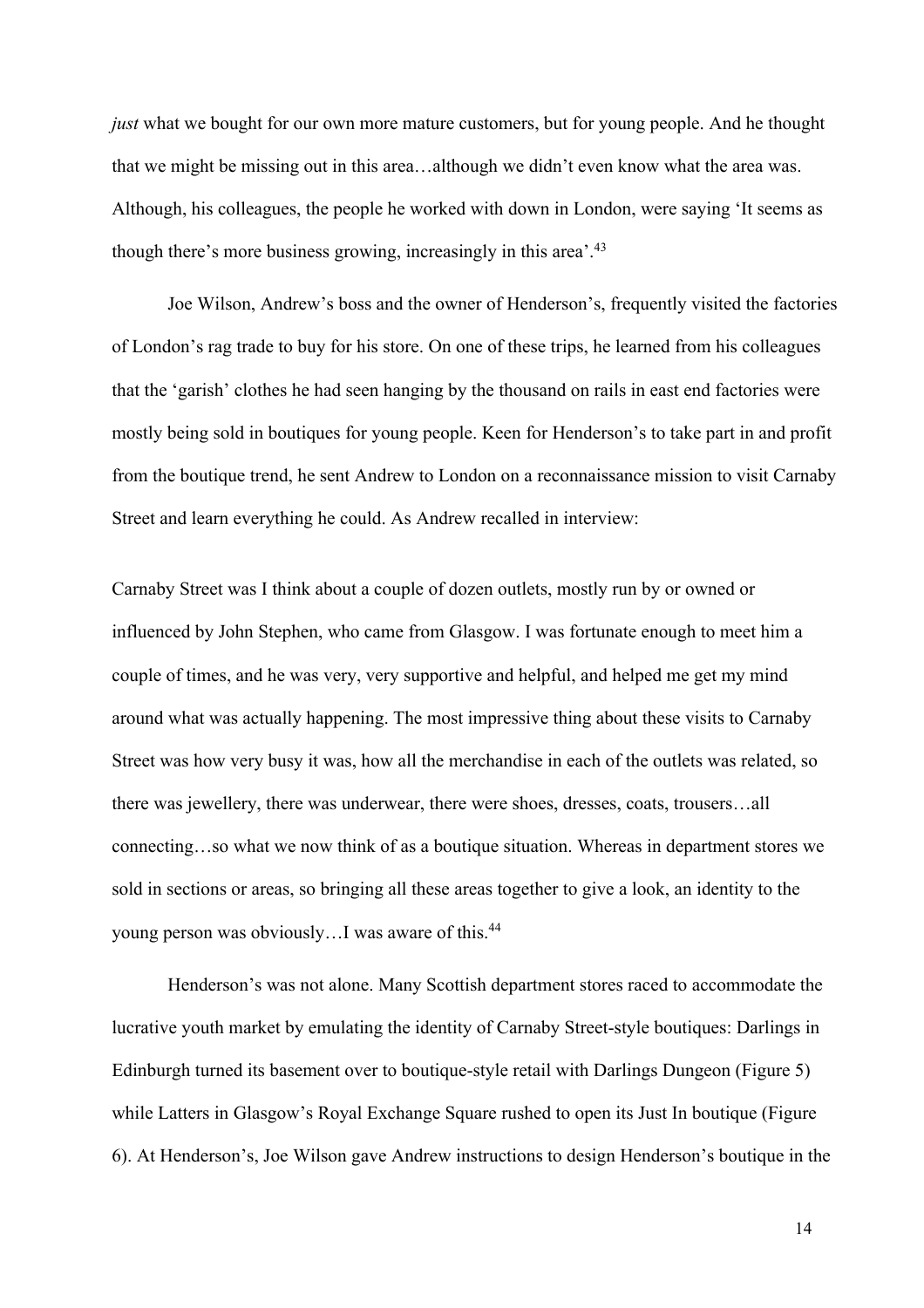*just* what we bought for our own more mature customers, but for young people. And he thought that we might be missing out in this area…although we didn't even know what the area was. Although, his colleagues, the people he worked with down in London, were saying 'It seems as though there's more business growing, increasingly in this area'.[43]

Joe Wilson, Andrew's boss and the owner of Henderson's, frequently visited the factories of London's rag trade to buy for his store. On one of these trips, he learned from his colleagues that the 'garish' clothes he had seen hanging by the thousand on rails in east end factories were mostly being sold in boutiques for young people. Keen for Henderson's to take part in and profit from the boutique trend, he sent Andrew to London on a reconnaissance mission to visit Carnaby Street and learn everything he could. As Andrew recalled in interview:

Carnaby Street was I think about a couple of dozen outlets, mostly run by or owned or influenced by John Stephen, who came from Glasgow. I was fortunate enough to meet him a couple of times, and he was very, very supportive and helpful, and helped me get my mind around what was actually happening. The most impressive thing about these visits to Carnaby Street was how very busy it was, how all the merchandise in each of the outlets was related, so there was jewellery, there was underwear, there were shoes, dresses, coats, trousers…all connecting…so what we now think of as a boutique situation. Whereas in department stores we sold in sections or areas, so bringing all these areas together to give a look, an identity to the young person was obviously…I was aware of this.[44]

Henderson's was not alone. Many Scottish department stores raced to accommodate the lucrative youth market by emulating the identity of Carnaby Street-style boutiques: Darlings in Edinburgh turned its basement over to boutique-style retail with Darlings Dungeon (Figure 5) while Latters in Glasgow's Royal Exchange Square rushed to open its Just In boutique (Figure 6). At Henderson's, Joe Wilson gave Andrew instructions to design Henderson's boutique in the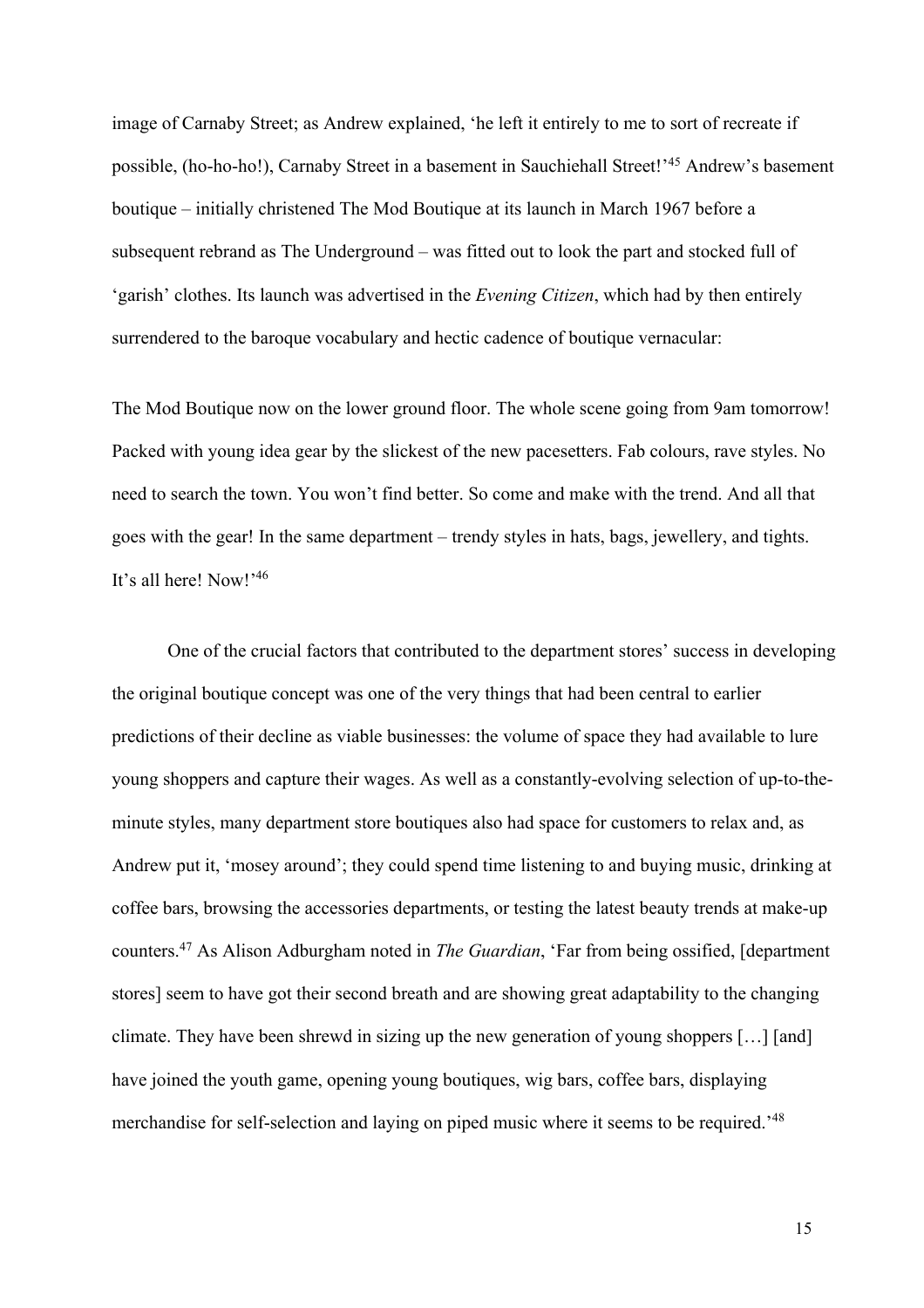image of Carnaby Street; as Andrew explained, 'he left it entirely to me to sort of recreate if possible, (ho-ho-ho!), Carnaby Street in a basement in Sauchiehall Street!'[45] Andrew's basement boutique – initially christened The Mod Boutique at its launch in March 1967 before a subsequent rebrand as The Underground – was fitted out to look the part and stocked full of 'garish' clothes. Its launch was advertised in the *Evening Citizen*, which had by then entirely surrendered to the baroque vocabulary and hectic cadence of boutique vernacular:

The Mod Boutique now on the lower ground floor. The whole scene going from 9am tomorrow! Packed with young idea gear by the slickest of the new pacesetters. Fab colours, rave styles. No need to search the town. You won't find better. So come and make with the trend. And all that goes with the gear! In the same department – trendy styles in hats, bags, jewellery, and tights. It's all here! Now!'[46]

One of the crucial factors that contributed to the department stores' success in developing the original boutique concept was one of the very things that had been central to earlier predictions of their decline as viable businesses: the volume of space they had available to lure young shoppers and capture their wages. As well as a constantly-evolving selection of up-to-the-minute styles, many department store boutiques also had space for customers to relax and, as Andrew put it, 'mosey around'; they could spend time listening to and buying music, drinking at coffee bars, browsing the accessories departments, or testing the latest beauty trends at make-up counters.[47] As Alison Adburgham noted in *The Guardian*, 'Far from being ossified, [department stores] seem to have got their second breath and are showing great adaptability to the changing climate. They have been shrewd in sizing up the new generation of young shoppers […] [and] have joined the youth game, opening young boutiques, wig bars, coffee bars, displaying merchandise for self-selection and laying on piped music where it seems to be required.'[48]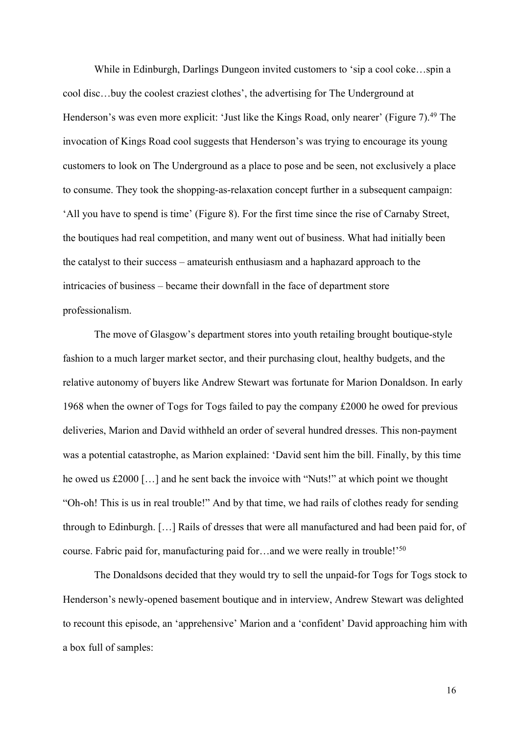While in Edinburgh, Darlings Dungeon invited customers to 'sip a cool coke…spin a cool disc…buy the coolest craziest clothes', the advertising for The Underground at Henderson's was even more explicit: 'Just like the Kings Road, only nearer' (Figure 7).[49] The invocation of Kings Road cool suggests that Henderson's was trying to encourage its young customers to look on The Underground as a place to pose and be seen, not exclusively a place to consume. They took the shopping-as-relaxation concept further in a subsequent campaign: 'All you have to spend is time' (Figure 8). For the first time since the rise of Carnaby Street, the boutiques had real competition, and many went out of business. What had initially been the catalyst to their success – amateurish enthusiasm and a haphazard approach to the intricacies of business – became their downfall in the face of department store professionalism.

The move of Glasgow's department stores into youth retailing brought boutique-style fashion to a much larger market sector, and their purchasing clout, healthy budgets, and the relative autonomy of buyers like Andrew Stewart was fortunate for Marion Donaldson. In early 1968 when the owner of Togs for Togs failed to pay the company £2000 he owed for previous deliveries, Marion and David withheld an order of several hundred dresses. This non-payment was a potential catastrophe, as Marion explained: 'David sent him the bill. Finally, by this time he owed us £2000 […] and he sent back the invoice with "Nuts!" at which point we thought "Oh-oh! This is us in real trouble!" And by that time, we had rails of clothes ready for sending through to Edinburgh. […] Rails of dresses that were all manufactured and had been paid for, of course. Fabric paid for, manufacturing paid for…and we were really in trouble!'[50]

The Donaldsons decided that they would try to sell the unpaid-for Togs for Togs stock to Henderson's newly-opened basement boutique and in interview, Andrew Stewart was delighted to recount this episode, an 'apprehensive' Marion and a 'confident' David approaching him with a box full of samples: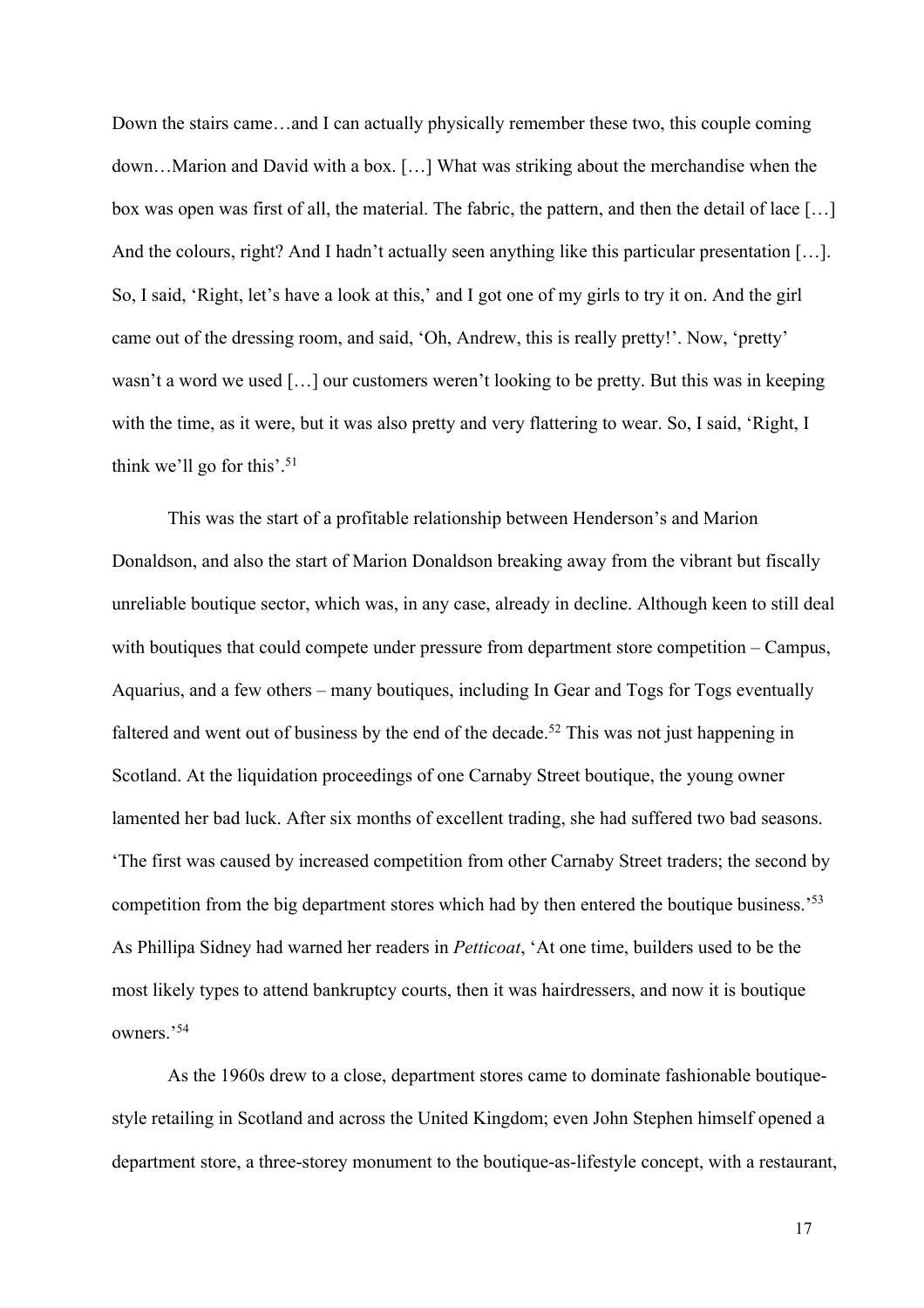Down the stairs came…and I can actually physically remember these two, this couple coming down…Marion and David with a box. […] What was striking about the merchandise when the box was open was first of all, the material. The fabric, the pattern, and then the detail of lace […] And the colours, right? And I hadn't actually seen anything like this particular presentation […]. So, I said, 'Right, let's have a look at this,' and I got one of my girls to try it on. And the girl came out of the dressing room, and said, 'Oh, Andrew, this is really pretty!'. Now, 'pretty' wasn't a word we used […] our customers weren't looking to be pretty. But this was in keeping with the time, as it were, but it was also pretty and very flattering to wear. So, I said, 'Right, I think we'll go for this'.[51]

This was the start of a profitable relationship between Henderson's and Marion Donaldson, and also the start of Marion Donaldson breaking away from the vibrant but fiscally unreliable boutique sector, which was, in any case, already in decline. Although keen to still deal with boutiques that could compete under pressure from department store competition – Campus, Aquarius, and a few others – many boutiques, including In Gear and Togs for Togs eventually faltered and went out of business by the end of the decade.[52] This was not just happening in Scotland. At the liquidation proceedings of one Carnaby Street boutique, the young owner lamented her bad luck. After six months of excellent trading, she had suffered two bad seasons. 'The first was caused by increased competition from other Carnaby Street traders; the second by competition from the big department stores which had by then entered the boutique business.'[53] As Phillipa Sidney had warned her readers in *Petticoat*, 'At one time, builders used to be the most likely types to attend bankruptcy courts, then it was hairdressers, and now it is boutique owners.'[54]

As the 1960s drew to a close, department stores came to dominate fashionable boutique-style retailing in Scotland and across the United Kingdom; even John Stephen himself opened a department store, a three-storey monument to the boutique-as-lifestyle concept, with a restaurant,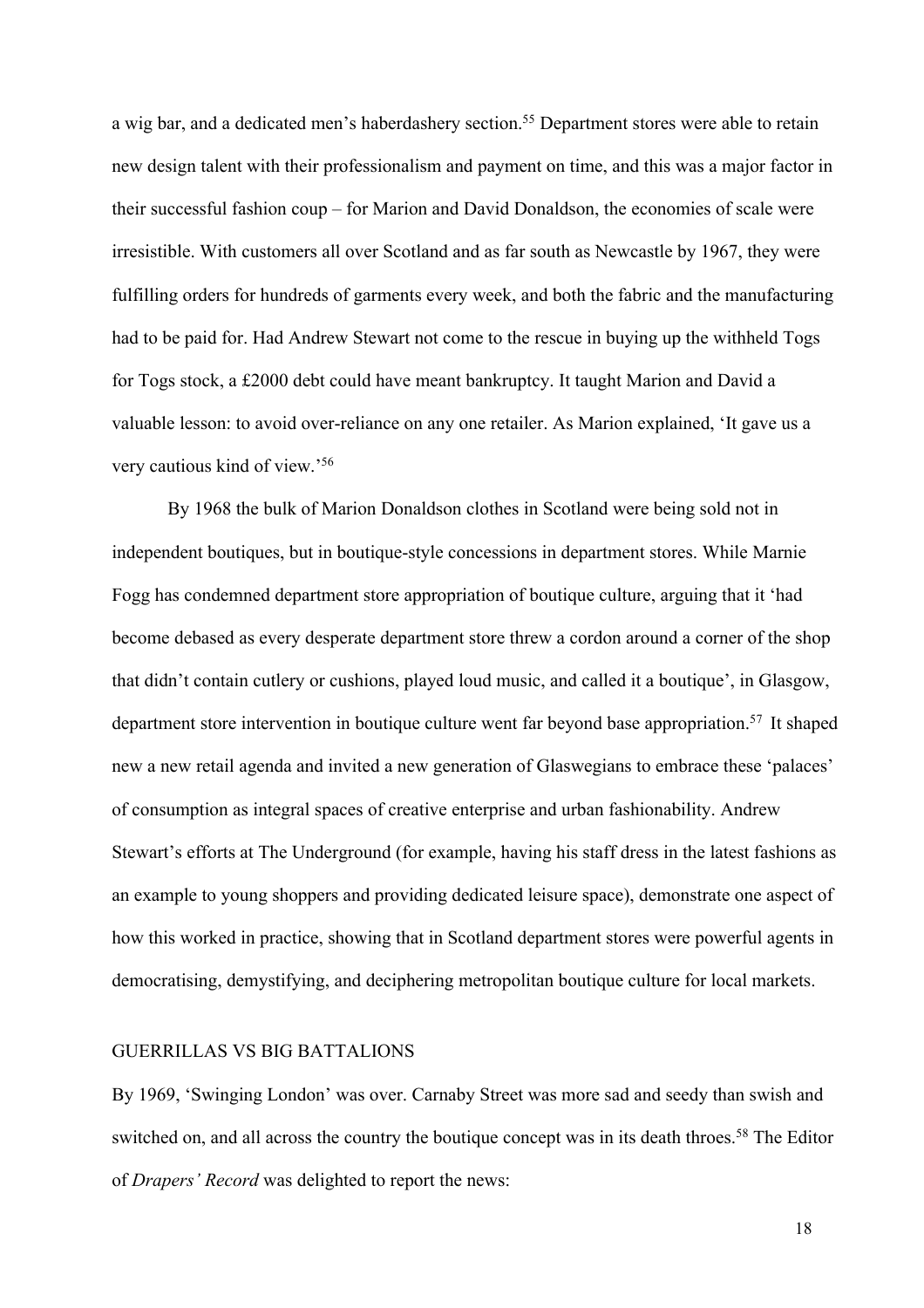a wig bar, and a dedicated men's haberdashery section.[55] Department stores were able to retain new design talent with their professionalism and payment on time, and this was a major factor in their successful fashion coup – for Marion and David Donaldson, the economies of scale were irresistible. With customers all over Scotland and as far south as Newcastle by 1967, they were fulfilling orders for hundreds of garments every week, and both the fabric and the manufacturing had to be paid for. Had Andrew Stewart not come to the rescue in buying up the withheld Togs for Togs stock, a £2000 debt could have meant bankruptcy. It taught Marion and David a valuable lesson: to avoid over-reliance on any one retailer. As Marion explained, 'It gave us a very cautious kind of view.'[56]

By 1968 the bulk of Marion Donaldson clothes in Scotland were being sold not in independent boutiques, but in boutique-style concessions in department stores. While Marnie Fogg has condemned department store appropriation of boutique culture, arguing that it 'had become debased as every desperate department store threw a cordon around a corner of the shop that didn't contain cutlery or cushions, played loud music, and called it a boutique', in Glasgow, department store intervention in boutique culture went far beyond base appropriation.[57] It shaped new a new retail agenda and invited a new generation of Glaswegians to embrace these 'palaces' of consumption as integral spaces of creative enterprise and urban fashionability. Andrew Stewart's efforts at The Underground (for example, having his staff dress in the latest fashions as an example to young shoppers and providing dedicated leisure space), demonstrate one aspect of how this worked in practice, showing that in Scotland department stores were powerful agents in democratising, demystifying, and deciphering metropolitan boutique culture for local markets.

## GUERRILLAS VS BIG BATTALIONS

By 1969, 'Swinging London' was over. Carnaby Street was more sad and seedy than swish and switched on, and all across the country the boutique concept was in its death throes.[58] The Editor of *Drapers' Record* was delighted to report the news: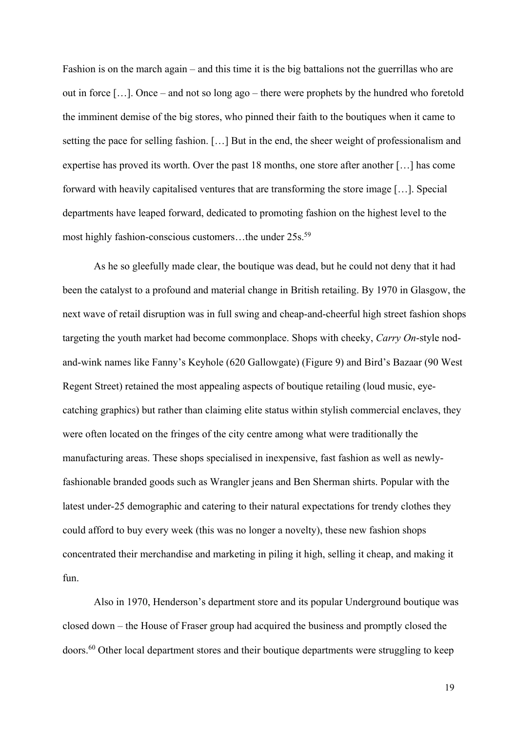Fashion is on the march again – and this time it is the big battalions not the guerrillas who are out in force […]. Once – and not so long ago – there were prophets by the hundred who foretold the imminent demise of the big stores, who pinned their faith to the boutiques when it came to setting the pace for selling fashion. […] But in the end, the sheer weight of professionalism and expertise has proved its worth. Over the past 18 months, one store after another […] has come forward with heavily capitalised ventures that are transforming the store image […]. Special departments have leaped forward, dedicated to promoting fashion on the highest level to the most highly fashion-conscious customers…the under 25s.[59]

As he so gleefully made clear, the boutique was dead, but he could not deny that it had been the catalyst to a profound and material change in British retailing. By 1970 in Glasgow, the next wave of retail disruption was in full swing and cheap-and-cheerful high street fashion shops targeting the youth market had become commonplace. Shops with cheeky, *Carry On*-style nod-and-wink names like Fanny's Keyhole (620 Gallowgate) (Figure 9) and Bird's Bazaar (90 West Regent Street) retained the most appealing aspects of boutique retailing (loud music, eye-catching graphics) but rather than claiming elite status within stylish commercial enclaves, they were often located on the fringes of the city centre among what were traditionally the manufacturing areas. These shops specialised in inexpensive, fast fashion as well as newly-fashionable branded goods such as Wrangler jeans and Ben Sherman shirts. Popular with the latest under-25 demographic and catering to their natural expectations for trendy clothes they could afford to buy every week (this was no longer a novelty), these new fashion shops concentrated their merchandise and marketing in piling it high, selling it cheap, and making it fun.

Also in 1970, Henderson's department store and its popular Underground boutique was closed down – the House of Fraser group had acquired the business and promptly closed the doors.[60] Other local department stores and their boutique departments were struggling to keep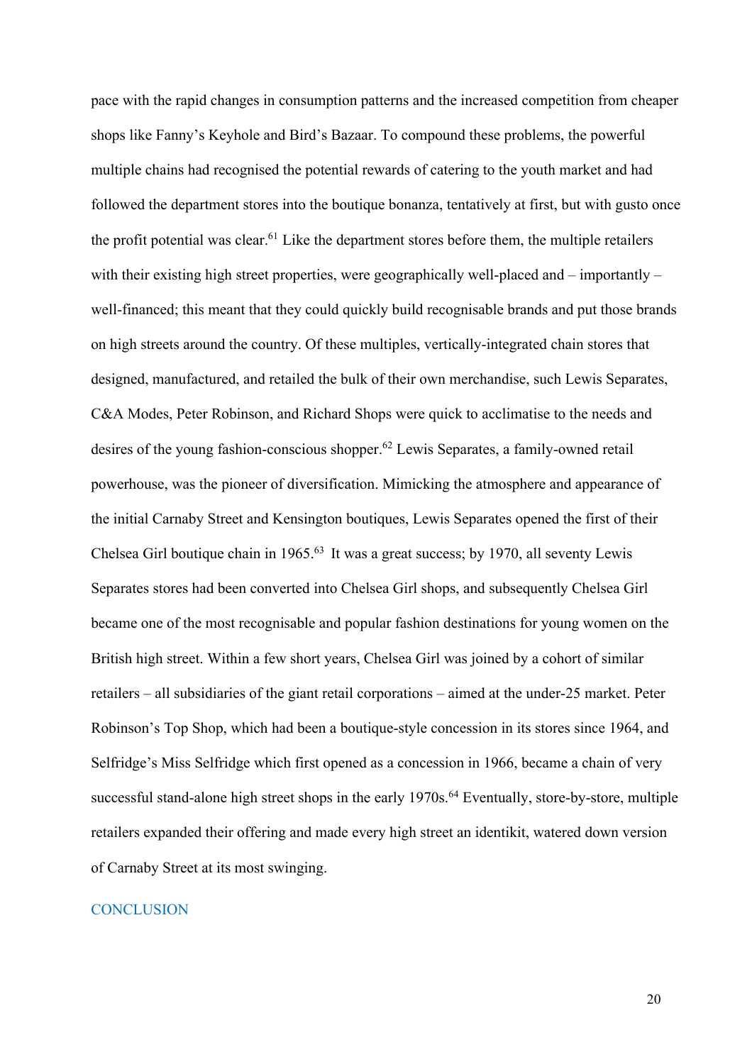pace with the rapid changes in consumption patterns and the increased competition from cheaper shops like Fanny's Keyhole and Bird's Bazaar. To compound these problems, the powerful multiple chains had recognised the potential rewards of catering to the youth market and had followed the department stores into the boutique bonanza, tentatively at first, but with gusto once the profit potential was clear.[61] Like the department stores before them, the multiple retailers with their existing high street properties, were geographically well-placed and – importantly – well-financed; this meant that they could quickly build recognisable brands and put those brands on high streets around the country. Of these multiples, vertically-integrated chain stores that designed, manufactured, and retailed the bulk of their own merchandise, such Lewis Separates, C&A Modes, Peter Robinson, and Richard Shops were quick to acclimatise to the needs and desires of the young fashion-conscious shopper.[62] Lewis Separates, a family-owned retail powerhouse, was the pioneer of diversification. Mimicking the atmosphere and appearance of the initial Carnaby Street and Kensington boutiques, Lewis Separates opened the first of their Chelsea Girl boutique chain in 1965.[63] It was a great success; by 1970, all seventy Lewis Separates stores had been converted into Chelsea Girl shops, and subsequently Chelsea Girl became one of the most recognisable and popular fashion destinations for young women on the British high street. Within a few short years, Chelsea Girl was joined by a cohort of similar retailers – all subsidiaries of the giant retail corporations – aimed at the under-25 market. Peter Robinson's Top Shop, which had been a boutique-style concession in its stores since 1964, and Selfridge's Miss Selfridge which first opened as a concession in 1966, became a chain of very successful stand-alone high street shops in the early 1970s.[64] Eventually, store-by-store, multiple retailers expanded their offering and made every high street an identikit, watered down version of Carnaby Street at its most swinging.

## CONCLUSION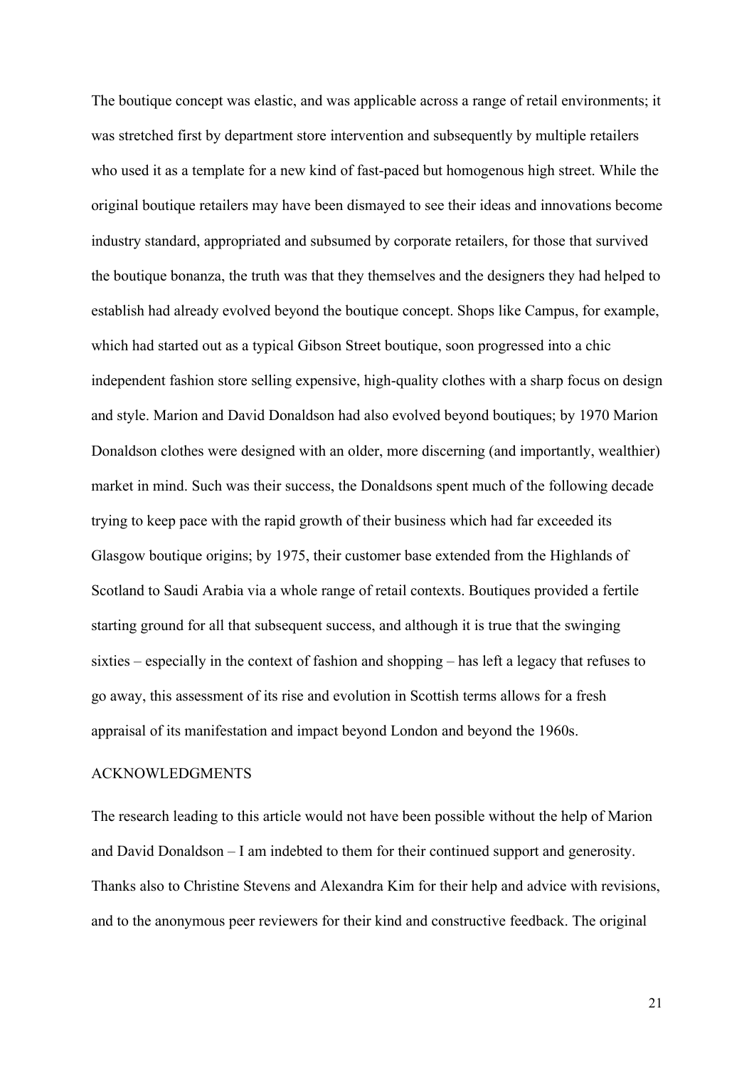The boutique concept was elastic, and was applicable across a range of retail environments; it was stretched first by department store intervention and subsequently by multiple retailers who used it as a template for a new kind of fast-paced but homogenous high street. While the original boutique retailers may have been dismayed to see their ideas and innovations become industry standard, appropriated and subsumed by corporate retailers, for those that survived the boutique bonanza, the truth was that they themselves and the designers they had helped to establish had already evolved beyond the boutique concept. Shops like Campus, for example, which had started out as a typical Gibson Street boutique, soon progressed into a chic independent fashion store selling expensive, high-quality clothes with a sharp focus on design and style. Marion and David Donaldson had also evolved beyond boutiques; by 1970 Marion Donaldson clothes were designed with an older, more discerning (and importantly, wealthier) market in mind. Such was their success, the Donaldsons spent much of the following decade trying to keep pace with the rapid growth of their business which had far exceeded its Glasgow boutique origins; by 1975, their customer base extended from the Highlands of Scotland to Saudi Arabia via a whole range of retail contexts. Boutiques provided a fertile starting ground for all that subsequent success, and although it is true that the swinging sixties – especially in the context of fashion and shopping – has left a legacy that refuses to go away, this assessment of its rise and evolution in Scottish terms allows for a fresh appraisal of its manifestation and impact beyond London and beyond the 1960s.

## ACKNOWLEDGMENTS

The research leading to this article would not have been possible without the help of Marion and David Donaldson – I am indebted to them for their continued support and generosity. Thanks also to Christine Stevens and Alexandra Kim for their help and advice with revisions, and to the anonymous peer reviewers for their kind and constructive feedback. The original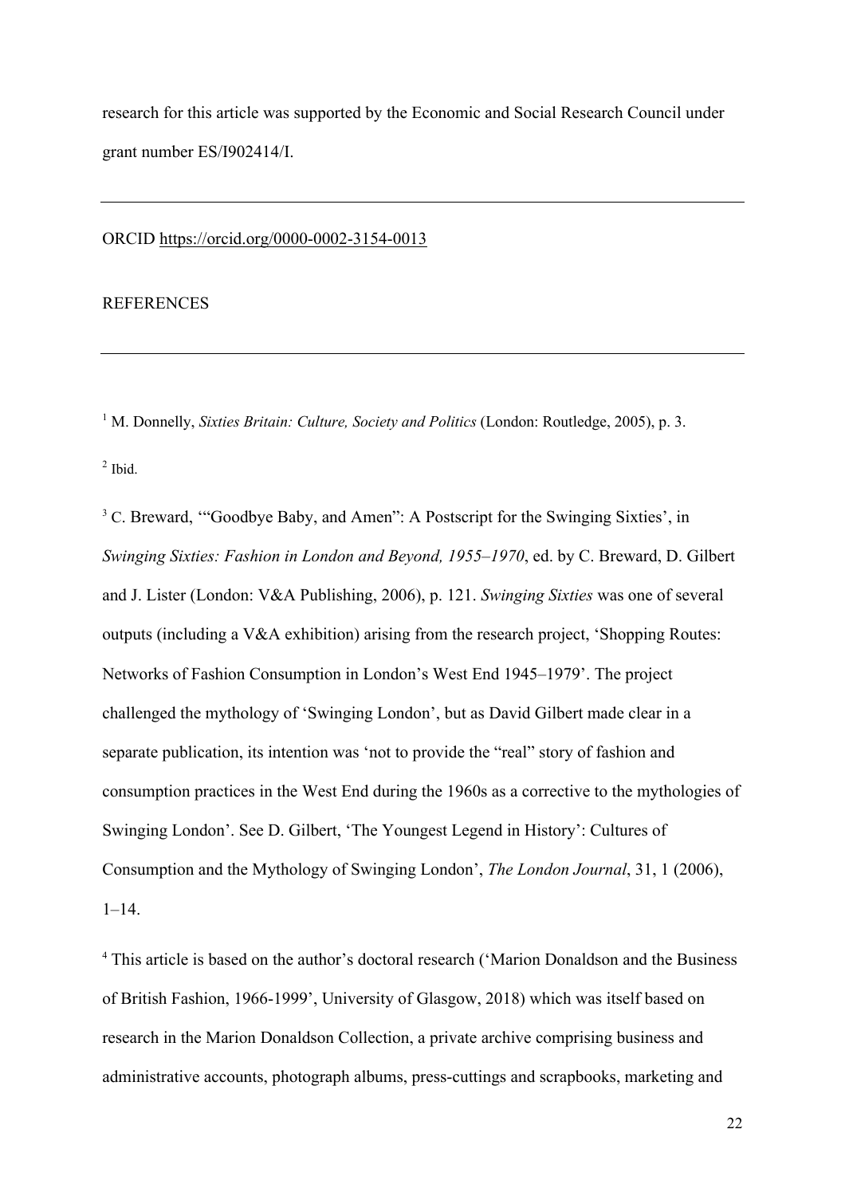research for this article was supported by the Economic and Social Research Council under grant number ES/I902414/I.

---

ORCID https://orcid.org/0000-0002-3154-0013

REFERENCES

---

[1] M. Donnelly, *Sixties Britain: Culture, Society and Politics* (London: Routledge, 2005), p. 3.

[2] Ibid.

[3] C. Breward, '"Goodbye Baby, and Amen": A Postscript for the Swinging Sixties', in *Swinging Sixties: Fashion in London and Beyond, 1955–1970*, ed. by C. Breward, D. Gilbert and J. Lister (London: V&A Publishing, 2006), p. 121. *Swinging Sixties* was one of several outputs (including a V&A exhibition) arising from the research project, 'Shopping Routes: Networks of Fashion Consumption in London's West End 1945–1979'. The project challenged the mythology of 'Swinging London', but as David Gilbert made clear in a separate publication, its intention was 'not to provide the "real" story of fashion and consumption practices in the West End during the 1960s as a corrective to the mythologies of Swinging London'. See D. Gilbert, 'The Youngest Legend in History': Cultures of Consumption and the Mythology of Swinging London', *The London Journal*, 31, 1 (2006), 1–14.

[4] This article is based on the author's doctoral research ('Marion Donaldson and the Business of British Fashion, 1966-1999', University of Glasgow, 2018) which was itself based on research in the Marion Donaldson Collection, a private archive comprising business and administrative accounts, photograph albums, press-cuttings and scrapbooks, marketing and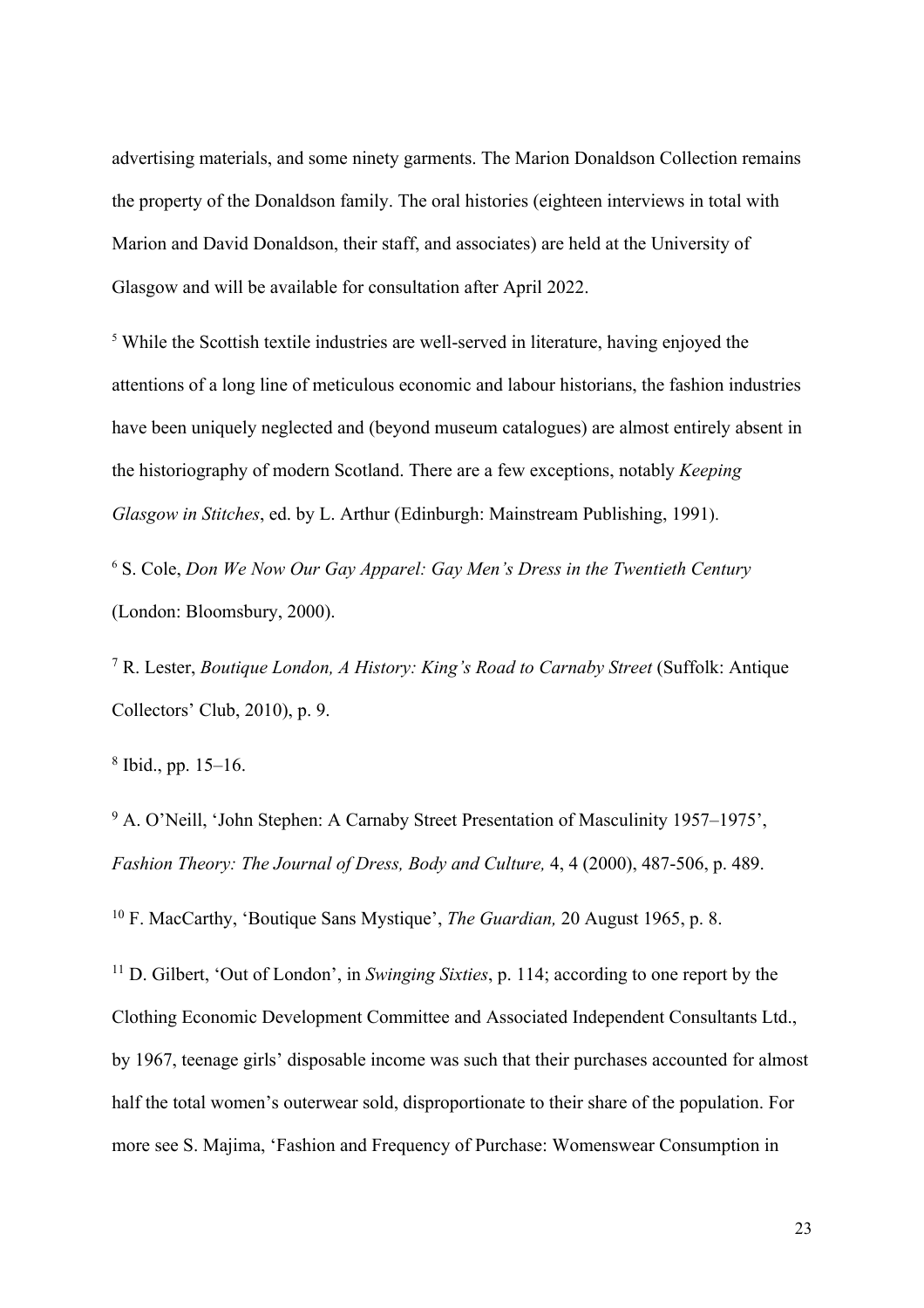advertising materials, and some ninety garments. The Marion Donaldson Collection remains the property of the Donaldson family. The oral histories (eighteen interviews in total with Marion and David Donaldson, their staff, and associates) are held at the University of Glasgow and will be available for consultation after April 2022.

[5] While the Scottish textile industries are well-served in literature, having enjoyed the attentions of a long line of meticulous economic and labour historians, the fashion industries have been uniquely neglected and (beyond museum catalogues) are almost entirely absent in the historiography of modern Scotland. There are a few exceptions, notably *Keeping Glasgow in Stitches*, ed. by L. Arthur (Edinburgh: Mainstream Publishing, 1991).

[6] S. Cole, *Don We Now Our Gay Apparel: Gay Men's Dress in the Twentieth Century* (London: Bloomsbury, 2000).

[7] R. Lester, *Boutique London, A History: King's Road to Carnaby Street* (Suffolk: Antique Collectors' Club, 2010), p. 9.

[8] Ibid., pp. 15–16.

[9] A. O'Neill, 'John Stephen: A Carnaby Street Presentation of Masculinity 1957–1975', *Fashion Theory: The Journal of Dress, Body and Culture,* 4, 4 (2000), 487-506, p. 489.

[10] F. MacCarthy, 'Boutique Sans Mystique', *The Guardian,* 20 August 1965, p. 8.

[11] D. Gilbert, 'Out of London', in *Swinging Sixties*, p. 114; according to one report by the Clothing Economic Development Committee and Associated Independent Consultants Ltd., by 1967, teenage girls' disposable income was such that their purchases accounted for almost half the total women's outerwear sold, disproportionate to their share of the population. For more see S. Majima, 'Fashion and Frequency of Purchase: Womenswear Consumption in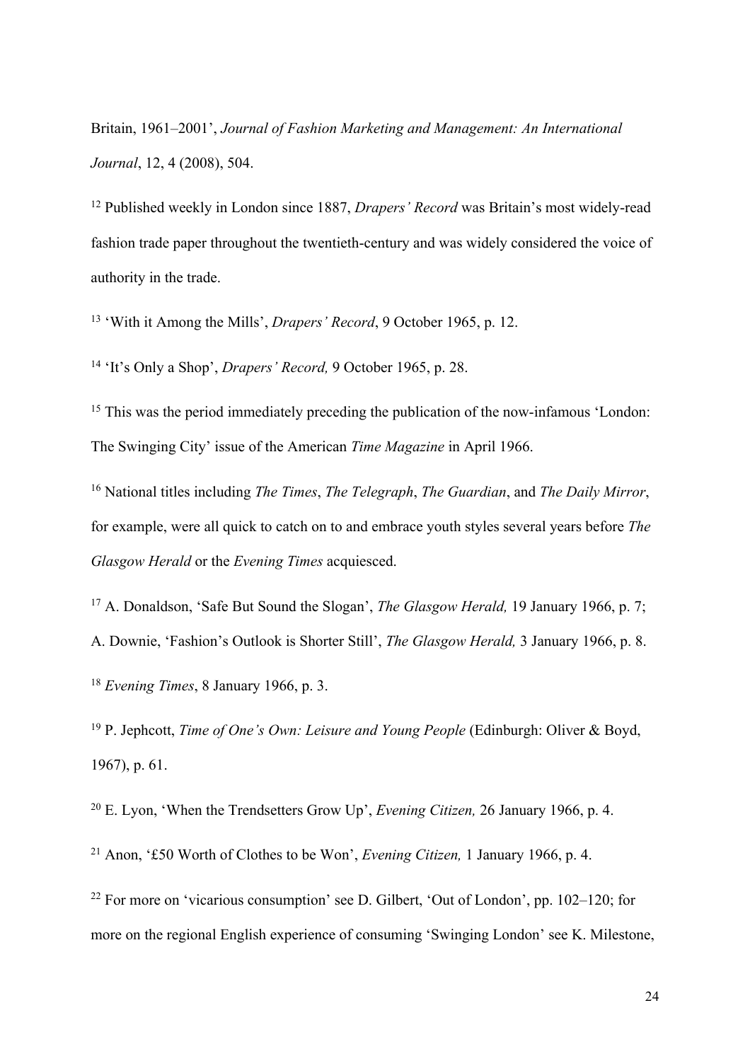Britain, 1961–2001', *Journal of Fashion Marketing and Management: An International Journal*, 12, 4 (2008), 504.

[12] Published weekly in London since 1887, *Drapers' Record* was Britain's most widely-read fashion trade paper throughout the twentieth-century and was widely considered the voice of authority in the trade.

[13] 'With it Among the Mills', *Drapers' Record*, 9 October 1965, p. 12.

[14] 'It's Only a Shop', *Drapers' Record,* 9 October 1965, p. 28.

[15] This was the period immediately preceding the publication of the now-infamous 'London: The Swinging City' issue of the American *Time Magazine* in April 1966.

[16] National titles including *The Times*, *The Telegraph*, *The Guardian*, and *The Daily Mirror*, for example, were all quick to catch on to and embrace youth styles several years before *The Glasgow Herald* or the *Evening Times* acquiesced.

[17] A. Donaldson, 'Safe But Sound the Slogan', *The Glasgow Herald,* 19 January 1966, p. 7; A. Downie, 'Fashion's Outlook is Shorter Still', *The Glasgow Herald,* 3 January 1966, p. 8.

[18] *Evening Times*, 8 January 1966, p. 3.

[19] P. Jephcott, *Time of One's Own: Leisure and Young People* (Edinburgh: Oliver & Boyd, 1967), p. 61.

[20] E. Lyon, 'When the Trendsetters Grow Up', *Evening Citizen,* 26 January 1966, p. 4.

[21] Anon, '£50 Worth of Clothes to be Won', *Evening Citizen,* 1 January 1966, p. 4.

[22] For more on 'vicarious consumption' see D. Gilbert, 'Out of London', pp. 102–120; for more on the regional English experience of consuming 'Swinging London' see K. Milestone,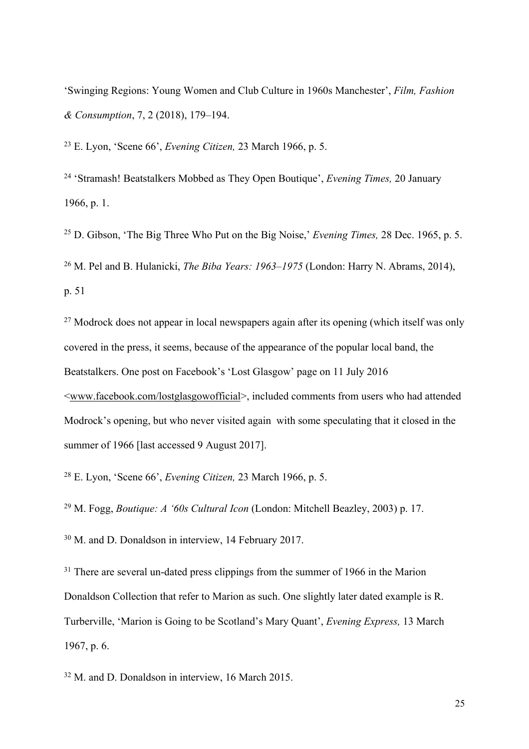'Swinging Regions: Young Women and Club Culture in 1960s Manchester', *Film, Fashion & Consumption*, 7, 2 (2018), 179–194.

[23] E. Lyon, 'Scene 66', *Evening Citizen,* 23 March 1966, p. 5.

[24] 'Stramash! Beatstalkers Mobbed as They Open Boutique', *Evening Times,* 20 January 1966, p. 1.

[25] D. Gibson, 'The Big Three Who Put on the Big Noise,' *Evening Times,* 28 Dec. 1965, p. 5.

[26] M. Pel and B. Hulanicki, *The Biba Years: 1963–1975* (London: Harry N. Abrams, 2014), p. 51

[27] Modrock does not appear in local newspapers again after its opening (which itself was only covered in the press, it seems, because of the appearance of the popular local band, the Beatstalkers. One post on Facebook's 'Lost Glasgow' page on 11 July 2016 <www.facebook.com/lostglasgowofficial>, included comments from users who had attended Modrock's opening, but who never visited again with some speculating that it closed in the summer of 1966 [last accessed 9 August 2017].

[28] E. Lyon, 'Scene 66', *Evening Citizen,* 23 March 1966, p. 5.

[29] M. Fogg, *Boutique: A '60s Cultural Icon* (London: Mitchell Beazley, 2003) p. 17.

[30] M. and D. Donaldson in interview, 14 February 2017.

[31] There are several un-dated press clippings from the summer of 1966 in the Marion Donaldson Collection that refer to Marion as such. One slightly later dated example is R. Turberville, 'Marion is Going to be Scotland's Mary Quant', *Evening Express,* 13 March 1967, p. 6.

[32] M. and D. Donaldson in interview, 16 March 2015.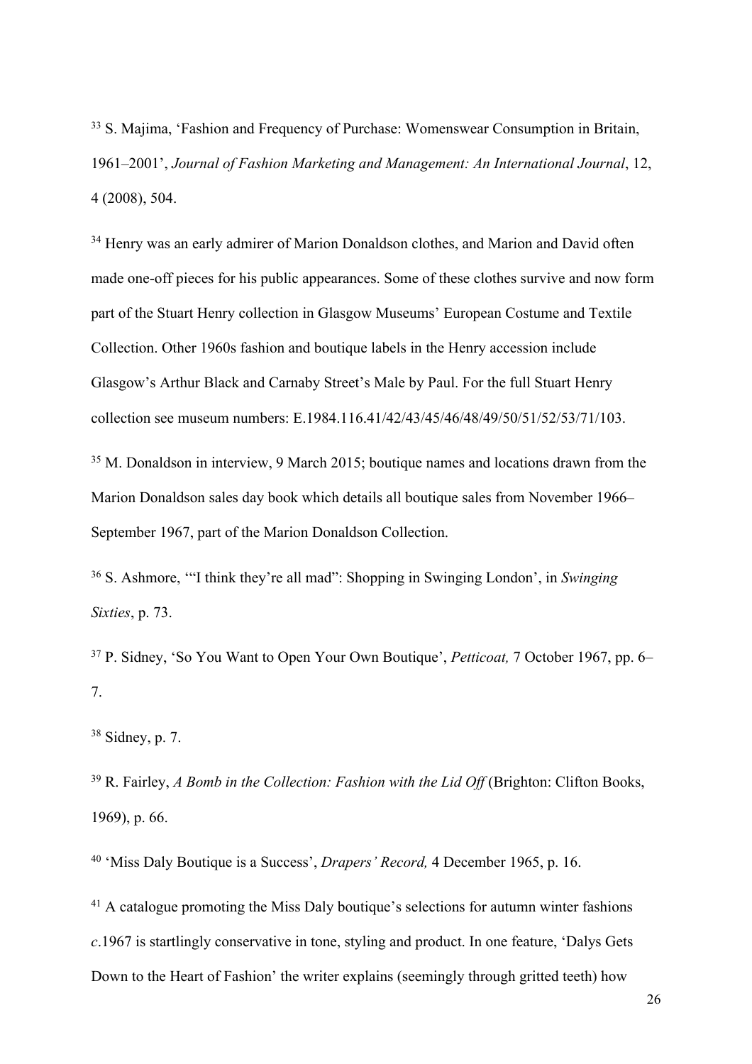[33] S. Majima, 'Fashion and Frequency of Purchase: Womenswear Consumption in Britain, 1961–2001', *Journal of Fashion Marketing and Management: An International Journal*, 12, 4 (2008), 504.

[34] Henry was an early admirer of Marion Donaldson clothes, and Marion and David often made one-off pieces for his public appearances. Some of these clothes survive and now form part of the Stuart Henry collection in Glasgow Museums' European Costume and Textile Collection. Other 1960s fashion and boutique labels in the Henry accession include Glasgow's Arthur Black and Carnaby Street's Male by Paul. For the full Stuart Henry collection see museum numbers: E.1984.116.41/42/43/45/46/48/49/50/51/52/53/71/103.

[35] M. Donaldson in interview, 9 March 2015; boutique names and locations drawn from the Marion Donaldson sales day book which details all boutique sales from November 1966–September 1967, part of the Marion Donaldson Collection.

[36] S. Ashmore, '"I think they're all mad": Shopping in Swinging London', in *Swinging Sixties*, p. 73.

[37] P. Sidney, 'So You Want to Open Your Own Boutique', *Petticoat,* 7 October 1967, pp. 6–7.

[38] Sidney, p. 7.

[39] R. Fairley, *A Bomb in the Collection: Fashion with the Lid Off* (Brighton: Clifton Books, 1969), p. 66.

[40] 'Miss Daly Boutique is a Success', *Drapers' Record,* 4 December 1965, p. 16.

[41] A catalogue promoting the Miss Daly boutique's selections for autumn winter fashions *c*.1967 is startlingly conservative in tone, styling and product. In one feature, 'Dalys Gets Down to the Heart of Fashion' the writer explains (seemingly through gritted teeth) how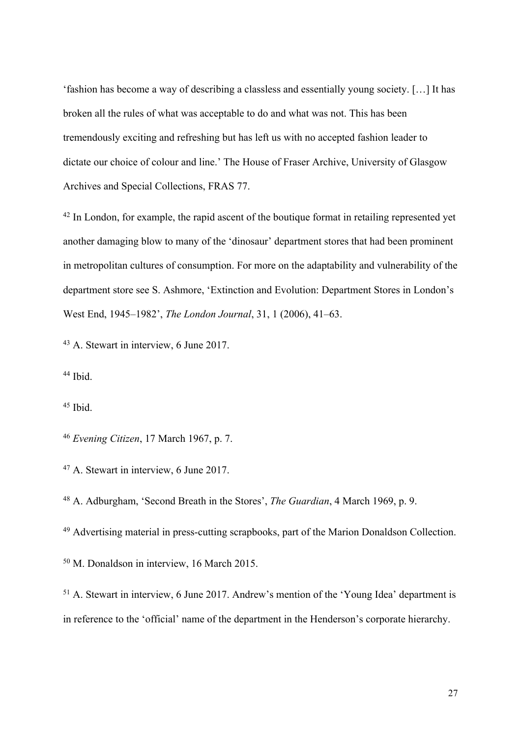'fashion has become a way of describing a classless and essentially young society. […] It has broken all the rules of what was acceptable to do and what was not. This has been tremendously exciting and refreshing but has left us with no accepted fashion leader to dictate our choice of colour and line.' The House of Fraser Archive, University of Glasgow Archives and Special Collections, FRAS 77.

[42] In London, for example, the rapid ascent of the boutique format in retailing represented yet another damaging blow to many of the 'dinosaur' department stores that had been prominent in metropolitan cultures of consumption. For more on the adaptability and vulnerability of the department store see S. Ashmore, 'Extinction and Evolution: Department Stores in London's West End, 1945–1982', *The London Journal*, 31, 1 (2006), 41–63.

[43] A. Stewart in interview, 6 June 2017.

[44] Ibid.

[45] Ibid.

[46] *Evening Citizen*, 17 March 1967, p. 7.

[47] A. Stewart in interview, 6 June 2017.

[48] A. Adburgham, 'Second Breath in the Stores', *The Guardian*, 4 March 1969, p. 9.

[49] Advertising material in press-cutting scrapbooks, part of the Marion Donaldson Collection.

[50] M. Donaldson in interview, 16 March 2015.

[51] A. Stewart in interview, 6 June 2017. Andrew's mention of the 'Young Idea' department is in reference to the 'official' name of the department in the Henderson's corporate hierarchy.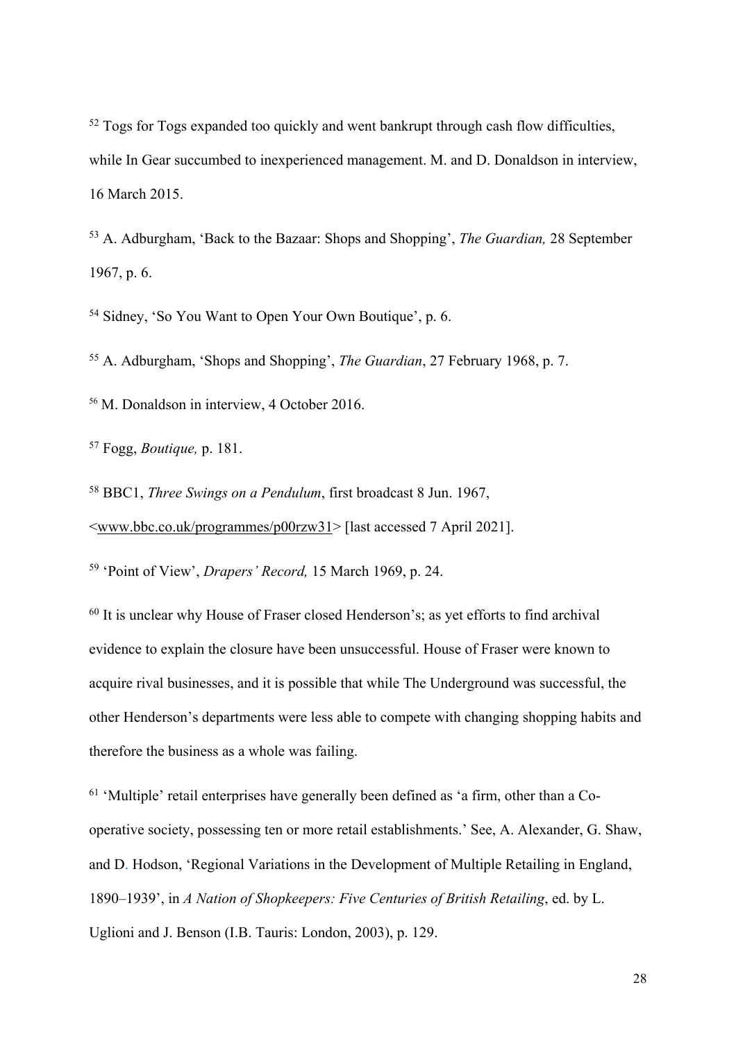[52] Togs for Togs expanded too quickly and went bankrupt through cash flow difficulties, while In Gear succumbed to inexperienced management. M. and D. Donaldson in interview, 16 March 2015.

[53] A. Adburgham, 'Back to the Bazaar: Shops and Shopping', *The Guardian,* 28 September 1967, p. 6.

[54] Sidney, 'So You Want to Open Your Own Boutique', p. 6.

[55] A. Adburgham, 'Shops and Shopping', *The Guardian*, 27 February 1968, p. 7.

[56] M. Donaldson in interview, 4 October 2016.

[57] Fogg, *Boutique,* p. 181.

[58] BBC1, *Three Swings on a Pendulum*, first broadcast 8 Jun. 1967, <www.bbc.co.uk/programmes/p00rzw31> [last accessed 7 April 2021].

[59] 'Point of View', *Drapers' Record,* 15 March 1969, p. 24.

[60] It is unclear why House of Fraser closed Henderson's; as yet efforts to find archival evidence to explain the closure have been unsuccessful. House of Fraser were known to acquire rival businesses, and it is possible that while The Underground was successful, the other Henderson's departments were less able to compete with changing shopping habits and therefore the business as a whole was failing.

[61] 'Multiple' retail enterprises have generally been defined as 'a firm, other than a Co-operative society, possessing ten or more retail establishments.' See, A. Alexander, G. Shaw, and D. Hodson, 'Regional Variations in the Development of Multiple Retailing in England, 1890–1939', in *A Nation of Shopkeepers: Five Centuries of British Retailing*, ed. by L. Uglioni and J. Benson (I.B. Tauris: London, 2003), p. 129.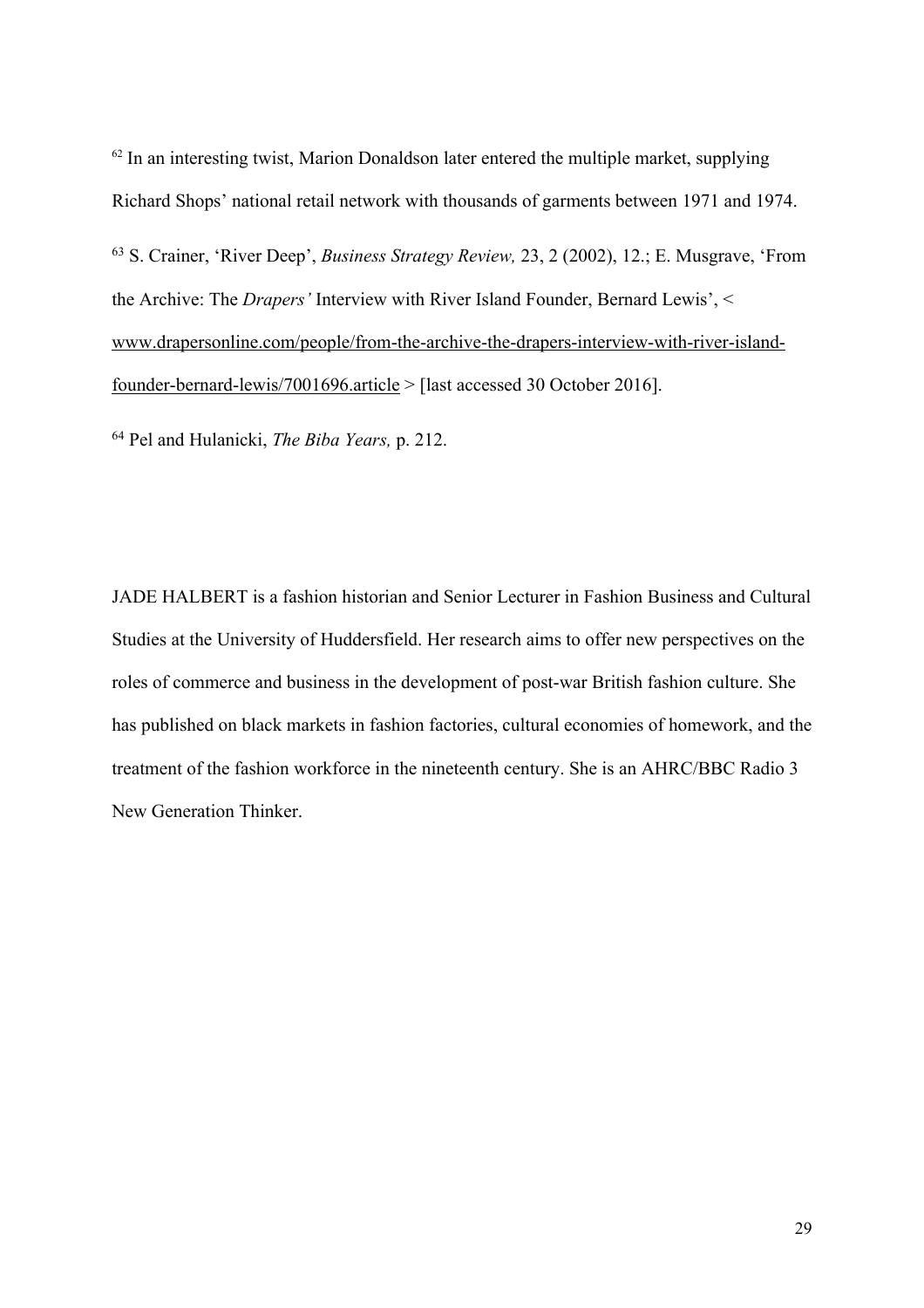[62] In an interesting twist, Marion Donaldson later entered the multiple market, supplying Richard Shops' national retail network with thousands of garments between 1971 and 1974.

[63] S. Crainer, 'River Deep', *Business Strategy Review,* 23, 2 (2002), 12.; E. Musgrave, 'From the Archive: The *Drapers'* Interview with River Island Founder, Bernard Lewis', < www.drapersonline.com/people/from-the-archive-the-drapers-interview-with-river-island-founder-bernard-lewis/7001696.article > [last accessed 30 October 2016].

[64] Pel and Hulanicki, *The Biba Years,* p. 212.

JADE HALBERT is a fashion historian and Senior Lecturer in Fashion Business and Cultural Studies at the University of Huddersfield. Her research aims to offer new perspectives on the roles of commerce and business in the development of post-war British fashion culture. She has published on black markets in fashion factories, cultural economies of homework, and the treatment of the fashion workforce in the nineteenth century. She is an AHRC/BBC Radio 3 New Generation Thinker.